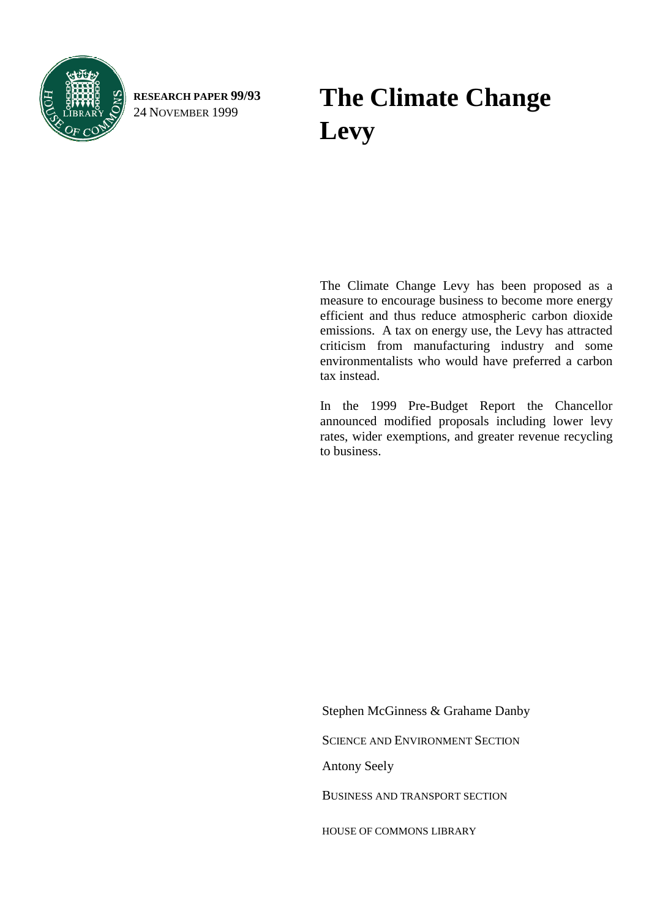**RESEARCH PAPER 99/93**
24 NOVEMBER 1999

# The Climate Change Levy

The Climate Change Levy has been proposed as a measure to encourage business to become more energy efficient and thus reduce atmospheric carbon dioxide emissions. A tax on energy use, the Levy has attracted criticism from manufacturing industry and some environmentalists who would have preferred a carbon tax instead.

In the 1999 Pre-Budget Report the Chancellor announced modified proposals including lower levy rates, wider exemptions, and greater revenue recycling to business.

Stephen McGinness & Grahame Danby

SCIENCE AND ENVIRONMENT SECTION

Antony Seely

BUSINESS AND TRANSPORT SECTION

HOUSE OF COMMONS LIBRARY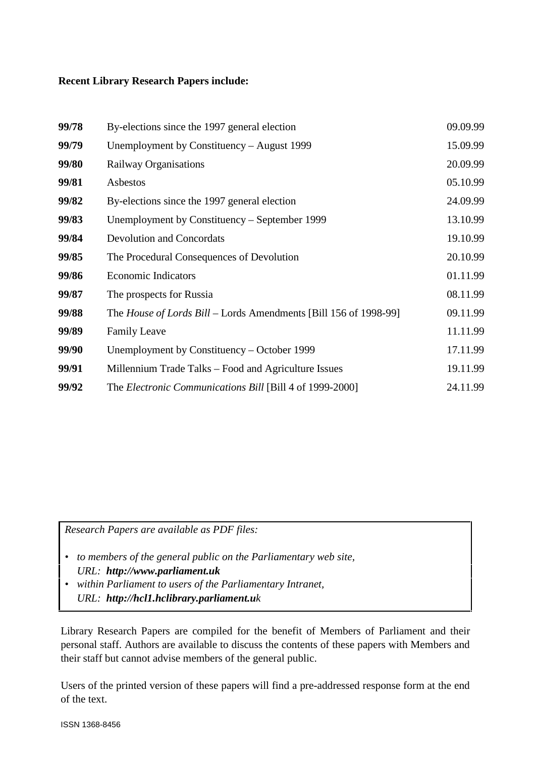**Recent Library Research Papers include:**

| | | |
|---|---|---|
| **99/78** | By-elections since the 1997 general election | 09.09.99 |
| **99/79** | Unemployment by Constituency – August 1999 | 15.09.99 |
| **99/80** | Railway Organisations | 20.09.99 |
| **99/81** | Asbestos | 05.10.99 |
| **99/82** | By-elections since the 1997 general election | 24.09.99 |
| **99/83** | Unemployment by Constituency – September 1999 | 13.10.99 |
| **99/84** | Devolution and Concordats | 19.10.99 |
| **99/85** | The Procedural Consequences of Devolution | 20.10.99 |
| **99/86** | Economic Indicators | 01.11.99 |
| **99/87** | The prospects for Russia | 08.11.99 |
| **99/88** | The *House of Lords Bill* – Lords Amendments [Bill 156 of 1998-99] | 09.11.99 |
| **99/89** | Family Leave | 11.11.99 |
| **99/90** | Unemployment by Constituency – October 1999 | 17.11.99 |
| **99/91** | Millennium Trade Talks – Food and Agriculture Issues | 19.11.99 |
| **99/92** | The *Electronic Communications Bill* [Bill 4 of 1999-2000] | 24.11.99 |

*Research Papers are available as PDF files:*

- *to members of the general public on the Parliamentary web site,*
  *URL:* ***http://www.parliament.uk***
- *within Parliament to users of the Parliamentary Intranet,*
  *URL:* ***http://hcl1.hclibrary.parliament.uk***

Library Research Papers are compiled for the benefit of Members of Parliament and their personal staff. Authors are available to discuss the contents of these papers with Members and their staff but cannot advise members of the general public.

Users of the printed version of these papers will find a pre-addressed response form at the end of the text.

ISSN 1368-8456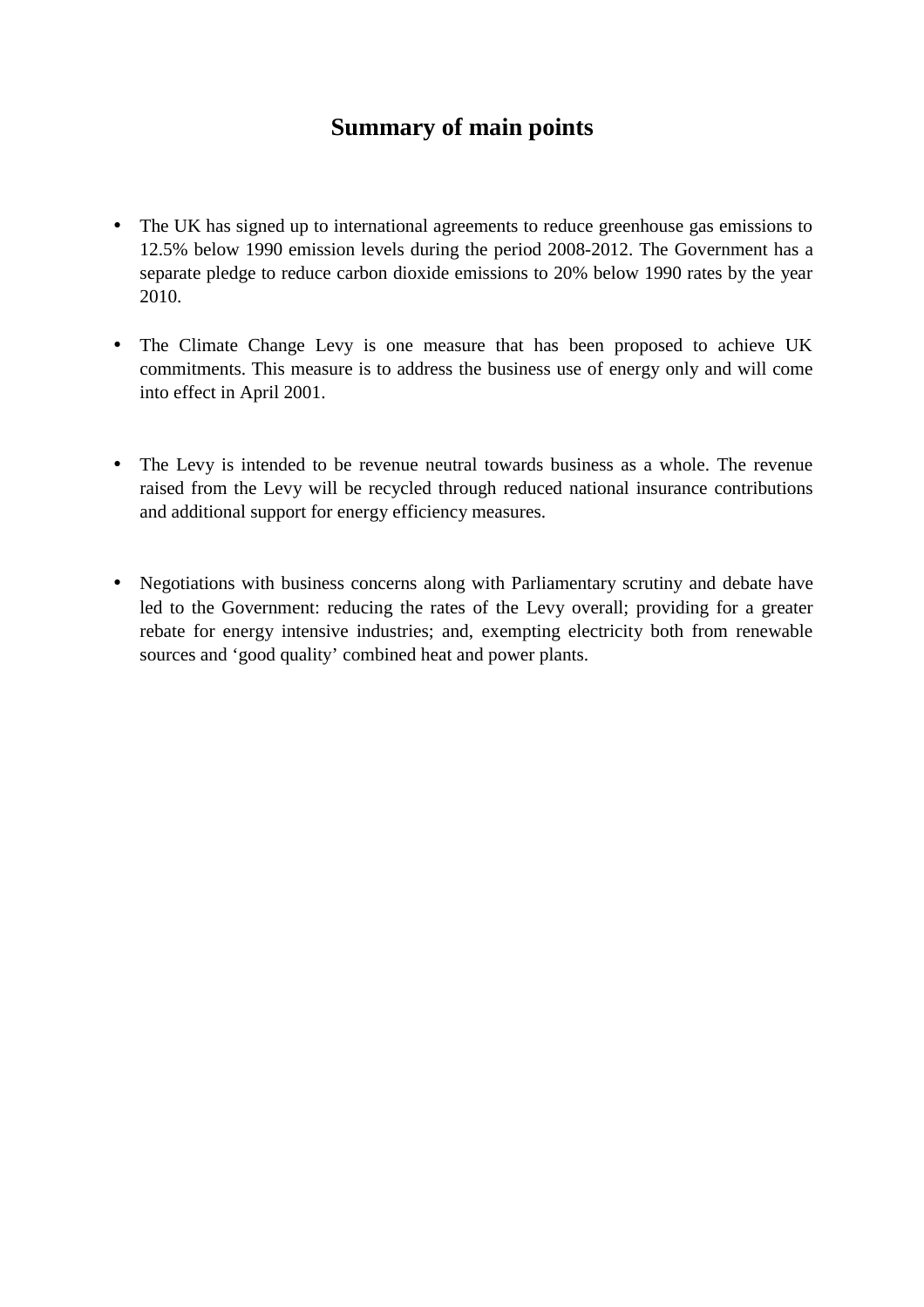# Summary of main points

- The UK has signed up to international agreements to reduce greenhouse gas emissions to 12.5% below 1990 emission levels during the period 2008-2012. The Government has a separate pledge to reduce carbon dioxide emissions to 20% below 1990 rates by the year 2010.

- The Climate Change Levy is one measure that has been proposed to achieve UK commitments. This measure is to address the business use of energy only and will come into effect in April 2001.

- The Levy is intended to be revenue neutral towards business as a whole. The revenue raised from the Levy will be recycled through reduced national insurance contributions and additional support for energy efficiency measures.

- Negotiations with business concerns along with Parliamentary scrutiny and debate have led to the Government: reducing the rates of the Levy overall; providing for a greater rebate for energy intensive industries; and, exempting electricity both from renewable sources and 'good quality' combined heat and power plants.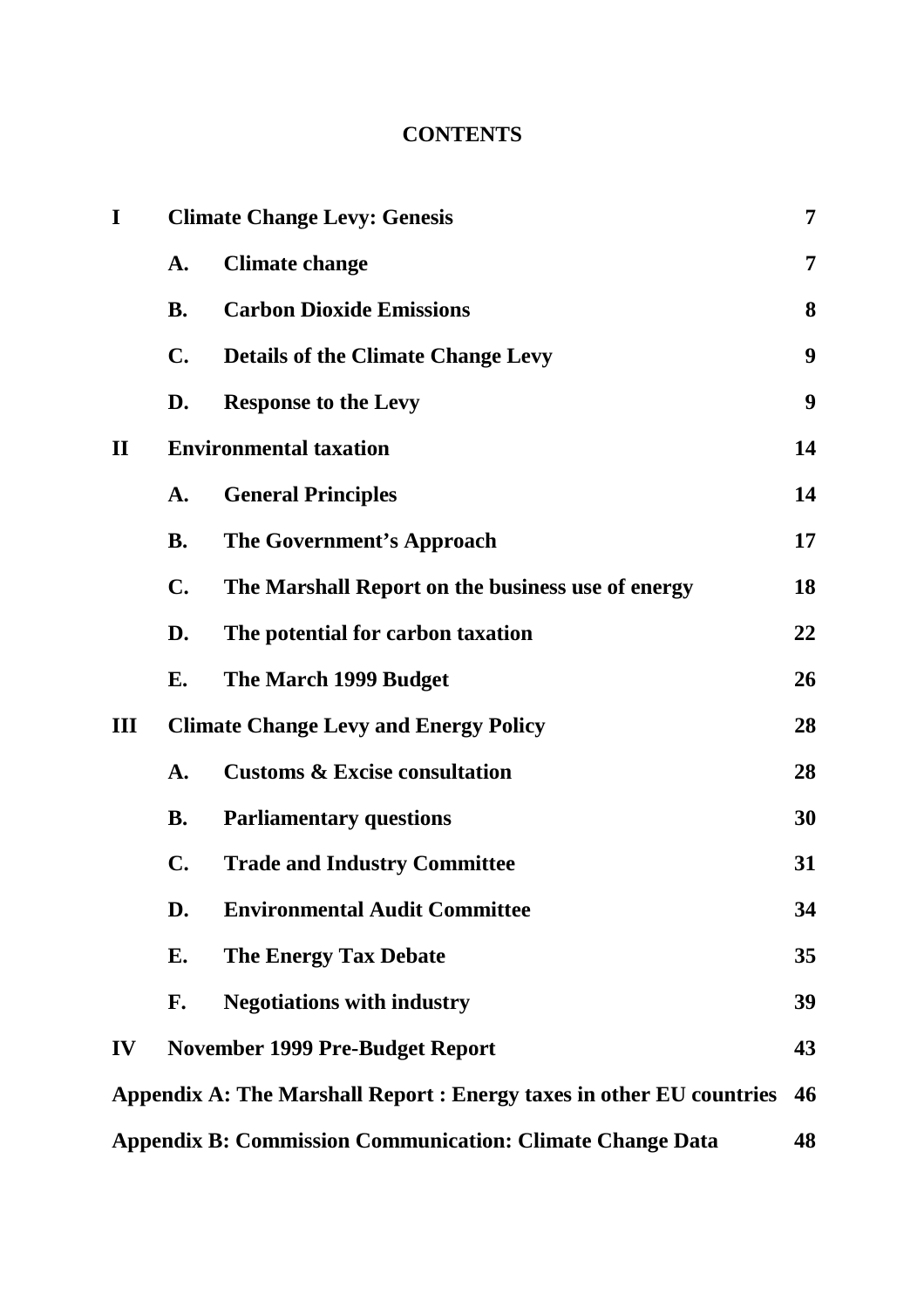# CONTENTS

| | | | |
|---|---|---|---|
| **I** | **Climate Change Levy: Genesis** | | **7** |
| | **A.** | **Climate change** | **7** |
| | **B.** | **Carbon Dioxide Emissions** | **8** |
| | **C.** | **Details of the Climate Change Levy** | **9** |
| | **D.** | **Response to the Levy** | **9** |
| **II** | **Environmental taxation** | | **14** |
| | **A.** | **General Principles** | **14** |
| | **B.** | **The Government's Approach** | **17** |
| | **C.** | **The Marshall Report on the business use of energy** | **18** |
| | **D.** | **The potential for carbon taxation** | **22** |
| | **E.** | **The March 1999 Budget** | **26** |
| **III** | **Climate Change Levy and Energy Policy** | | **28** |
| | **A.** | **Customs & Excise consultation** | **28** |
| | **B.** | **Parliamentary questions** | **30** |
| | **C.** | **Trade and Industry Committee** | **31** |
| | **D.** | **Environmental Audit Committee** | **34** |
| | **E.** | **The Energy Tax Debate** | **35** |
| | **F.** | **Negotiations with industry** | **39** |
| **IV** | **November 1999 Pre-Budget Report** | | **43** |
| **Appendix A: The Marshall Report : Energy taxes in other EU countries** | | | **46** |
| **Appendix B: Commission Communication: Climate Change Data** | | | **48** |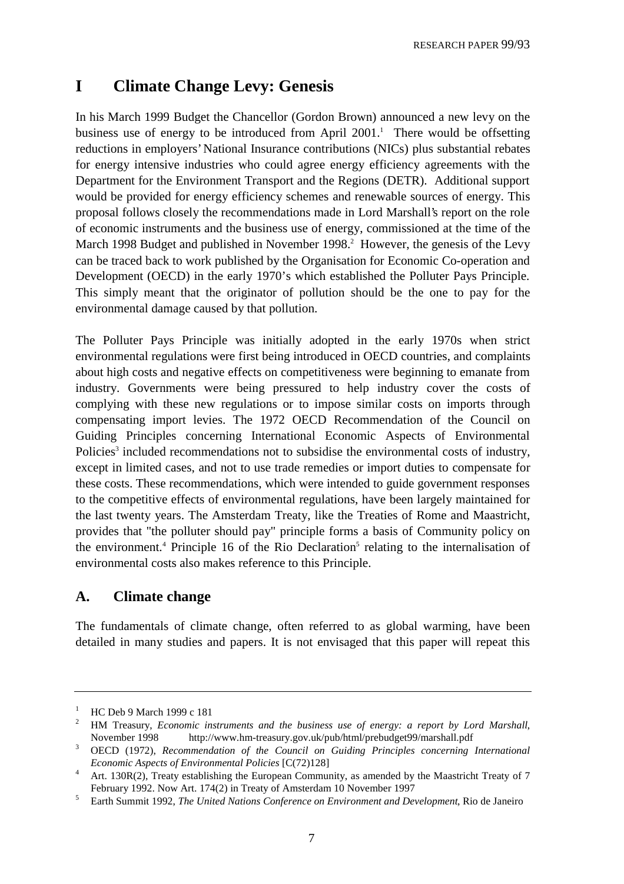# I Climate Change Levy: Genesis

In his March 1999 Budget the Chancellor (Gordon Brown) announced a new levy on the business use of energy to be introduced from April 2001.[1] There would be offsetting reductions in employers' National Insurance contributions (NICs) plus substantial rebates for energy intensive industries who could agree energy efficiency agreements with the Department for the Environment Transport and the Regions (DETR). Additional support would be provided for energy efficiency schemes and renewable sources of energy. This proposal follows closely the recommendations made in Lord Marshall's report on the role of economic instruments and the business use of energy, commissioned at the time of the March 1998 Budget and published in November 1998.[2] However, the genesis of the Levy can be traced back to work published by the Organisation for Economic Co-operation and Development (OECD) in the early 1970's which established the Polluter Pays Principle. This simply meant that the originator of pollution should be the one to pay for the environmental damage caused by that pollution.

The Polluter Pays Principle was initially adopted in the early 1970s when strict environmental regulations were first being introduced in OECD countries, and complaints about high costs and negative effects on competitiveness were beginning to emanate from industry. Governments were being pressured to help industry cover the costs of complying with these new regulations or to impose similar costs on imports through compensating import levies. The 1972 OECD Recommendation of the Council on Guiding Principles concerning International Economic Aspects of Environmental Policies[3] included recommendations not to subsidise the environmental costs of industry, except in limited cases, and not to use trade remedies or import duties to compensate for these costs. These recommendations, which were intended to guide government responses to the competitive effects of environmental regulations, have been largely maintained for the last twenty years. The Amsterdam Treaty, like the Treaties of Rome and Maastricht, provides that "the polluter should pay" principle forms a basis of Community policy on the environment.[4] Principle 16 of the Rio Declaration[5] relating to the internalisation of environmental costs also makes reference to this Principle.

## A. Climate change

The fundamentals of climate change, often referred to as global warming, have been detailed in many studies and papers. It is not envisaged that this paper will repeat this

---

[1] HC Deb 9 March 1999 c 181

[2] HM Treasury, *Economic instruments and the business use of energy: a report by Lord Marshall*, November 1998 http://www.hm-treasury.gov.uk/pub/html/prebudget99/marshall.pdf

[3] OECD (1972), *Recommendation of the Council on Guiding Principles concerning International Economic Aspects of Environmental Policies* [C(72)128]

[4] Art. 130R(2), Treaty establishing the European Community, as amended by the Maastricht Treaty of 7 February 1992. Now Art. 174(2) in Treaty of Amsterdam 10 November 1997

[5] Earth Summit 1992, *The United Nations Conference on Environment and Development*, Rio de Janeiro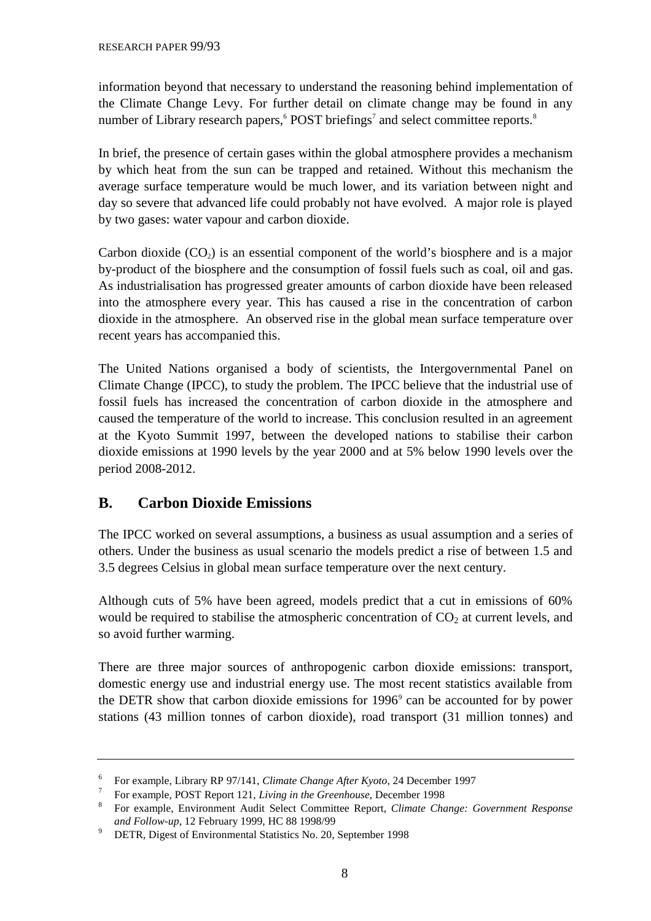information beyond that necessary to understand the reasoning behind implementation of the Climate Change Levy. For further detail on climate change may be found in any number of Library research papers,[6] POST briefings[7] and select committee reports.[8]

In brief, the presence of certain gases within the global atmosphere provides a mechanism by which heat from the sun can be trapped and retained. Without this mechanism the average surface temperature would be much lower, and its variation between night and day so severe that advanced life could probably not have evolved. A major role is played by two gases: water vapour and carbon dioxide.

Carbon dioxide ($CO_2$) is an essential component of the world's biosphere and is a major by-product of the biosphere and the consumption of fossil fuels such as coal, oil and gas. As industrialisation has progressed greater amounts of carbon dioxide have been released into the atmosphere every year. This has caused a rise in the concentration of carbon dioxide in the atmosphere. An observed rise in the global mean surface temperature over recent years has accompanied this.

The United Nations organised a body of scientists, the Intergovernmental Panel on Climate Change (IPCC), to study the problem. The IPCC believe that the industrial use of fossil fuels has increased the concentration of carbon dioxide in the atmosphere and caused the temperature of the world to increase. This conclusion resulted in an agreement at the Kyoto Summit 1997, between the developed nations to stabilise their carbon dioxide emissions at 1990 levels by the year 2000 and at 5% below 1990 levels over the period 2008-2012.

## B. Carbon Dioxide Emissions

The IPCC worked on several assumptions, a business as usual assumption and a series of others. Under the business as usual scenario the models predict a rise of between 1.5 and 3.5 degrees Celsius in global mean surface temperature over the next century.

Although cuts of 5% have been agreed, models predict that a cut in emissions of 60% would be required to stabilise the atmospheric concentration of $CO_2$ at current levels, and so avoid further warming.

There are three major sources of anthropogenic carbon dioxide emissions: transport, domestic energy use and industrial energy use. The most recent statistics available from the DETR show that carbon dioxide emissions for 1996[9] can be accounted for by power stations (43 million tonnes of carbon dioxide), road transport (31 million tonnes) and

---

[6] For example, Library RP 97/141, *Climate Change After Kyoto*, 24 December 1997

[7] For example, POST Report 121, *Living in the Greenhouse*, December 1998

[8] For example, Environment Audit Select Committee Report, *Climate Change: Government Response and Follow-up*, 12 February 1999, HC 88 1998/99

[9] DETR, Digest of Environmental Statistics No. 20, September 1998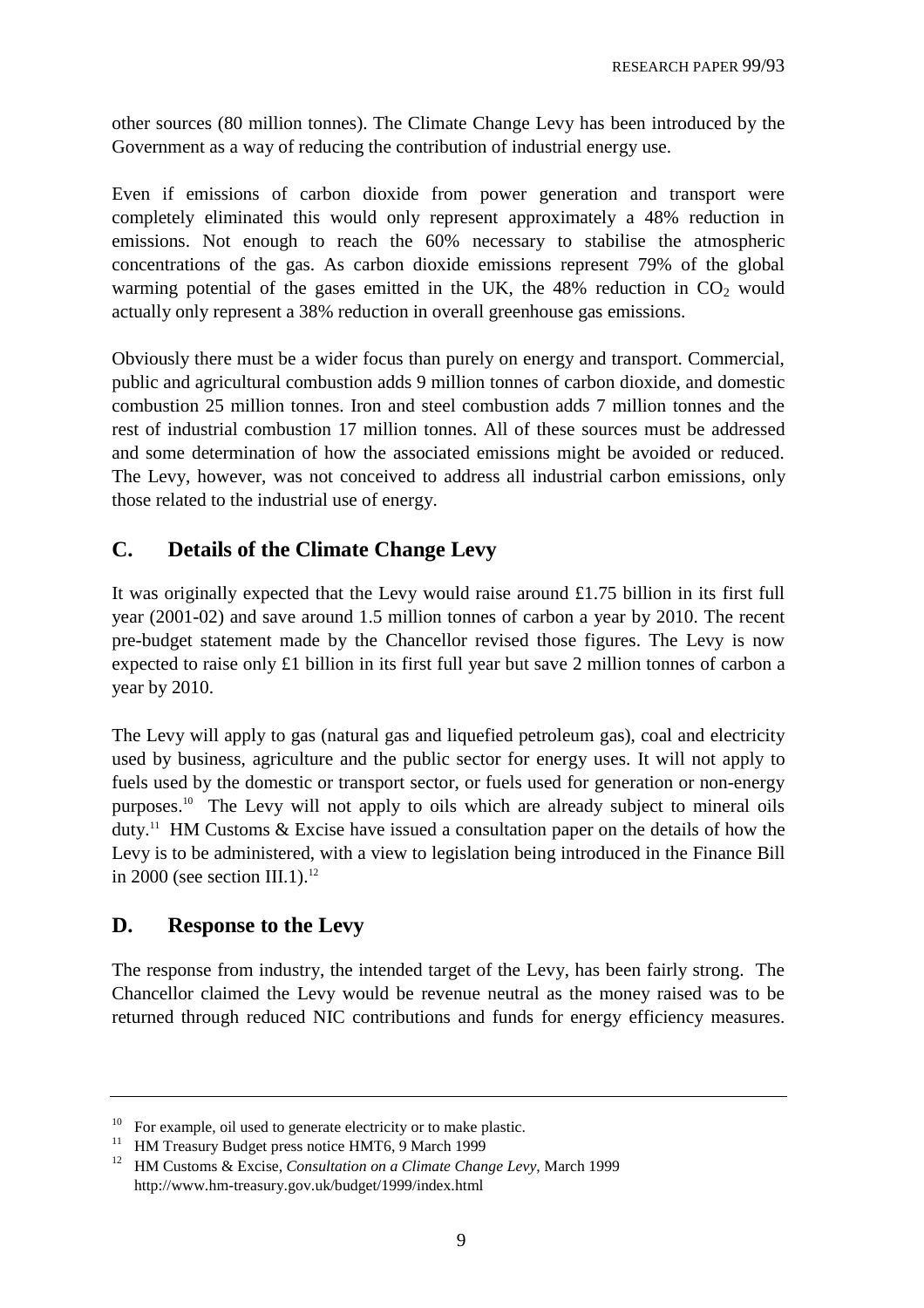other sources (80 million tonnes). The Climate Change Levy has been introduced by the Government as a way of reducing the contribution of industrial energy use.

Even if emissions of carbon dioxide from power generation and transport were completely eliminated this would only represent approximately a 48% reduction in emissions. Not enough to reach the 60% necessary to stabilise the atmospheric concentrations of the gas. As carbon dioxide emissions represent 79% of the global warming potential of the gases emitted in the UK, the 48% reduction in $CO_2$ would actually only represent a 38% reduction in overall greenhouse gas emissions.

Obviously there must be a wider focus than purely on energy and transport. Commercial, public and agricultural combustion adds 9 million tonnes of carbon dioxide, and domestic combustion 25 million tonnes. Iron and steel combustion adds 7 million tonnes and the rest of industrial combustion 17 million tonnes. All of these sources must be addressed and some determination of how the associated emissions might be avoided or reduced. The Levy, however, was not conceived to address all industrial carbon emissions, only those related to the industrial use of energy.

## C. Details of the Climate Change Levy

It was originally expected that the Levy would raise around £1.75 billion in its first full year (2001-02) and save around 1.5 million tonnes of carbon a year by 2010. The recent pre-budget statement made by the Chancellor revised those figures. The Levy is now expected to raise only £1 billion in its first full year but save 2 million tonnes of carbon a year by 2010.

The Levy will apply to gas (natural gas and liquefied petroleum gas), coal and electricity used by business, agriculture and the public sector for energy uses. It will not apply to fuels used by the domestic or transport sector, or fuels used for generation or non-energy purposes.[10] The Levy will not apply to oils which are already subject to mineral oils duty.[11] HM Customs & Excise have issued a consultation paper on the details of how the Levy is to be administered, with a view to legislation being introduced in the Finance Bill in 2000 (see section III.1).[12]

## D. Response to the Levy

The response from industry, the intended target of the Levy, has been fairly strong. The Chancellor claimed the Levy would be revenue neutral as the money raised was to be returned through reduced NIC contributions and funds for energy efficiency measures.

---

[10] For example, oil used to generate electricity or to make plastic.

[11] HM Treasury Budget press notice HMT6, 9 March 1999

[12] HM Customs & Excise, *Consultation on a Climate Change Levy*, March 1999 http://www.hm-treasury.gov.uk/budget/1999/index.html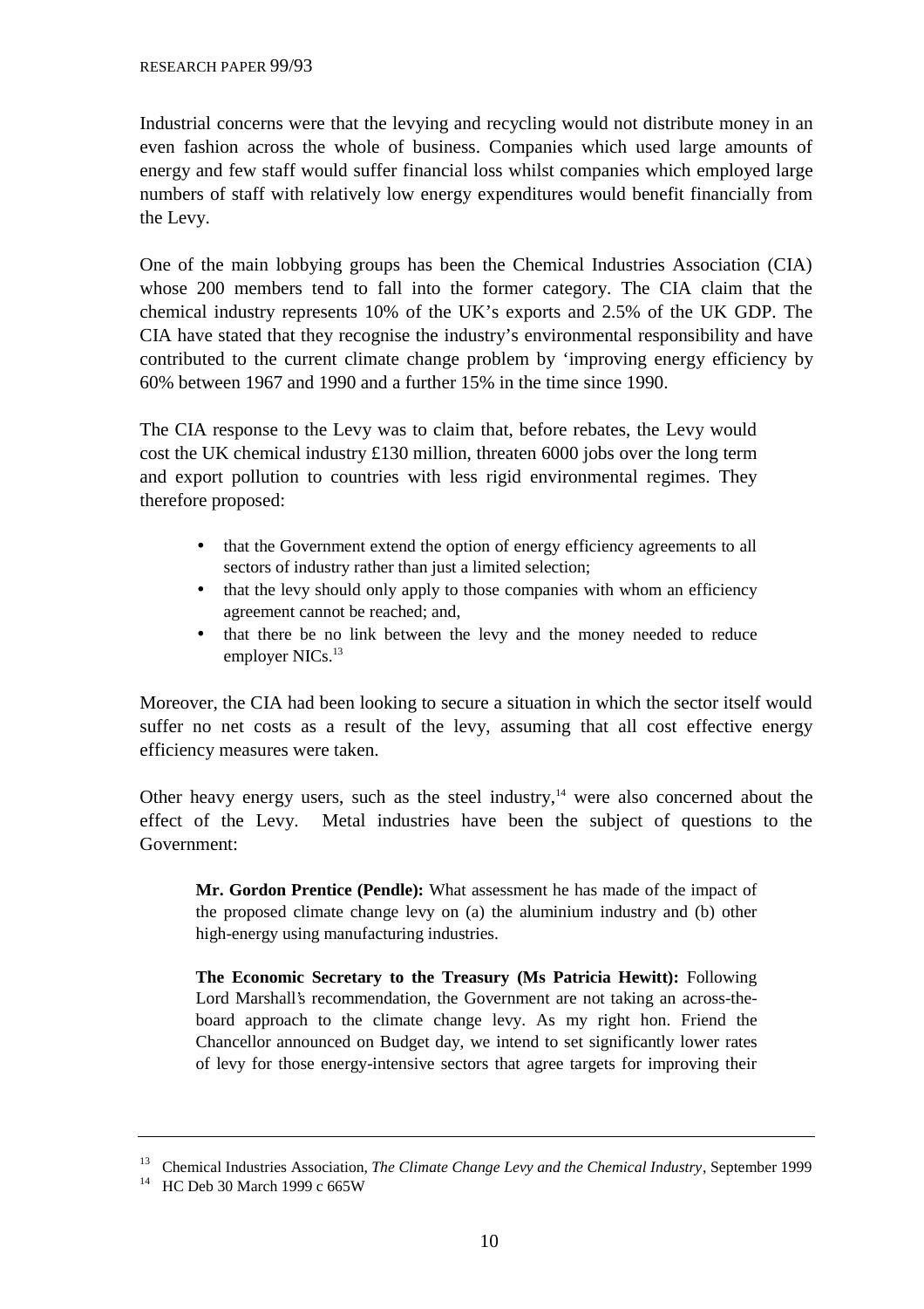Industrial concerns were that the levying and recycling would not distribute money in an even fashion across the whole of business. Companies which used large amounts of energy and few staff would suffer financial loss whilst companies which employed large numbers of staff with relatively low energy expenditures would benefit financially from the Levy.

One of the main lobbying groups has been the Chemical Industries Association (CIA) whose 200 members tend to fall into the former category. The CIA claim that the chemical industry represents 10% of the UK's exports and 2.5% of the UK GDP. The CIA have stated that they recognise the industry's environmental responsibility and have contributed to the current climate change problem by 'improving energy efficiency by 60% between 1967 and 1990 and a further 15% in the time since 1990.

The CIA response to the Levy was to claim that, before rebates, the Levy would cost the UK chemical industry £130 million, threaten 6000 jobs over the long term and export pollution to countries with less rigid environmental regimes. They therefore proposed:

- that the Government extend the option of energy efficiency agreements to all sectors of industry rather than just a limited selection;
- that the levy should only apply to those companies with whom an efficiency agreement cannot be reached; and,
- that there be no link between the levy and the money needed to reduce employer NICs.[13]

Moreover, the CIA had been looking to secure a situation in which the sector itself would suffer no net costs as a result of the levy, assuming that all cost effective energy efficiency measures were taken.

Other heavy energy users, such as the steel industry,[14] were also concerned about the effect of the Levy. Metal industries have been the subject of questions to the Government:

> **Mr. Gordon Prentice (Pendle):** What assessment he has made of the impact of the proposed climate change levy on (a) the aluminium industry and (b) other high-energy using manufacturing industries.
>
> **The Economic Secretary to the Treasury (Ms Patricia Hewitt):** Following Lord Marshall's recommendation, the Government are not taking an across-the-board approach to the climate change levy. As my right hon. Friend the Chancellor announced on Budget day, we intend to set significantly lower rates of levy for those energy-intensive sectors that agree targets for improving their

---

[13] Chemical Industries Association, *The Climate Change Levy and the Chemical Industry*, September 1999

[14] HC Deb 30 March 1999 c 665W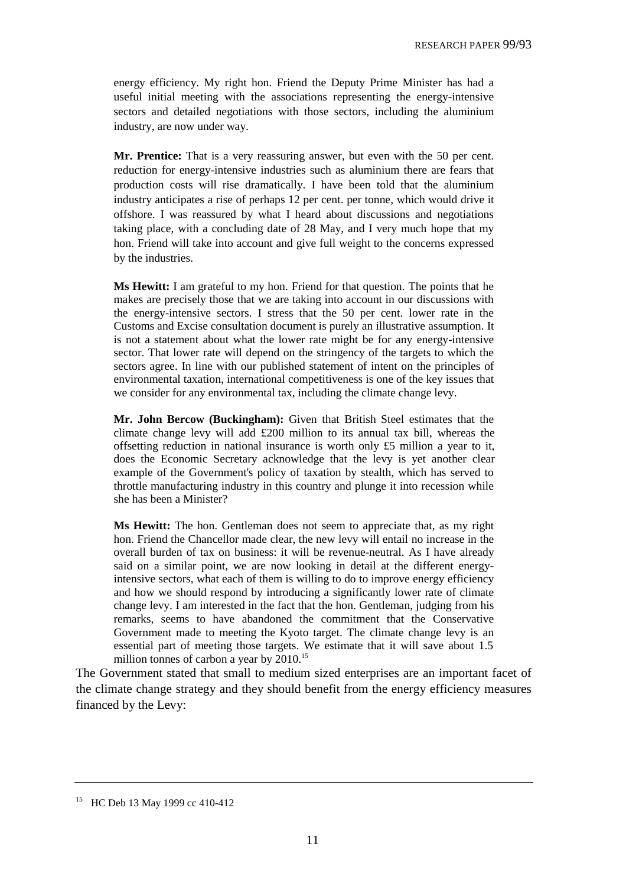> energy efficiency. My right hon. Friend the Deputy Prime Minister has had a useful initial meeting with the associations representing the energy-intensive sectors and detailed negotiations with those sectors, including the aluminium industry, are now under way.
>
> **Mr. Prentice:** That is a very reassuring answer, but even with the 50 per cent. reduction for energy-intensive industries such as aluminium there are fears that production costs will rise dramatically. I have been told that the aluminium industry anticipates a rise of perhaps 12 per cent. per tonne, which would drive it offshore. I was reassured by what I heard about discussions and negotiations taking place, with a concluding date of 28 May, and I very much hope that my hon. Friend will take into account and give full weight to the concerns expressed by the industries.
>
> **Ms Hewitt:** I am grateful to my hon. Friend for that question. The points that he makes are precisely those that we are taking into account in our discussions with the energy-intensive sectors. I stress that the 50 per cent. lower rate in the Customs and Excise consultation document is purely an illustrative assumption. It is not a statement about what the lower rate might be for any energy-intensive sector. That lower rate will depend on the stringency of the targets to which the sectors agree. In line with our published statement of intent on the principles of environmental taxation, international competitiveness is one of the key issues that we consider for any environmental tax, including the climate change levy.
>
> **Mr. John Bercow (Buckingham):** Given that British Steel estimates that the climate change levy will add £200 million to its annual tax bill, whereas the offsetting reduction in national insurance is worth only £5 million a year to it, does the Economic Secretary acknowledge that the levy is yet another clear example of the Government's policy of taxation by stealth, which has served to throttle manufacturing industry in this country and plunge it into recession while she has been a Minister?
>
> **Ms Hewitt:** The hon. Gentleman does not seem to appreciate that, as my right hon. Friend the Chancellor made clear, the new levy will entail no increase in the overall burden of tax on business: it will be revenue-neutral. As I have already said on a similar point, we are now looking in detail at the different energy-intensive sectors, what each of them is willing to do to improve energy efficiency and how we should respond by introducing a significantly lower rate of climate change levy. I am interested in the fact that the hon. Gentleman, judging from his remarks, seems to have abandoned the commitment that the Conservative Government made to meeting the Kyoto target. The climate change levy is an essential part of meeting those targets. We estimate that it will save about 1.5 million tonnes of carbon a year by 2010.[15]

The Government stated that small to medium sized enterprises are an important facet of the climate change strategy and they should benefit from the energy efficiency measures financed by the Levy:

---

[15] HC Deb 13 May 1999 cc 410-412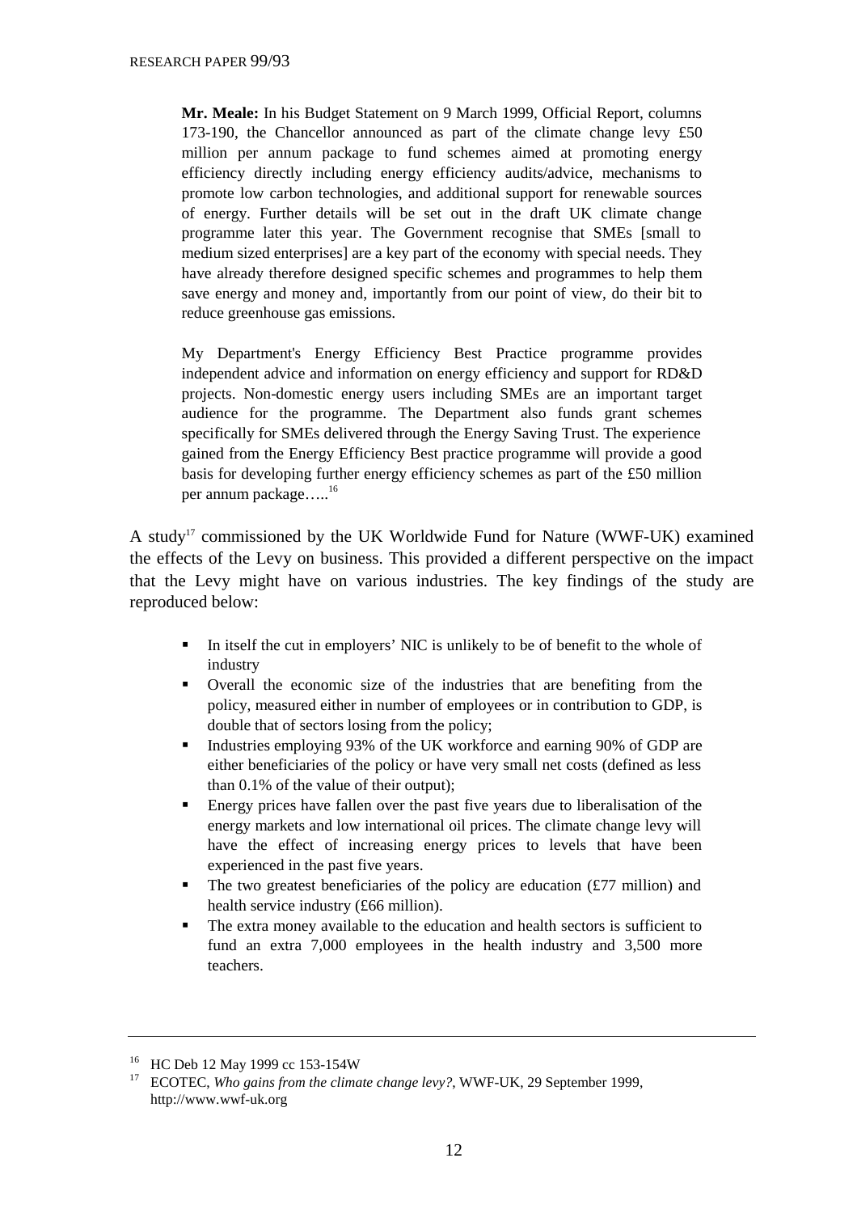> **Mr. Meale:** In his Budget Statement on 9 March 1999, Official Report, columns 173-190, the Chancellor announced as part of the climate change levy £50 million per annum package to fund schemes aimed at promoting energy efficiency directly including energy efficiency audits/advice, mechanisms to promote low carbon technologies, and additional support for renewable sources of energy. Further details will be set out in the draft UK climate change programme later this year. The Government recognise that SMEs [small to medium sized enterprises] are a key part of the economy with special needs. They have already therefore designed specific schemes and programmes to help them save energy and money and, importantly from our point of view, do their bit to reduce greenhouse gas emissions.
>
> My Department's Energy Efficiency Best Practice programme provides independent advice and information on energy efficiency and support for RD&D projects. Non-domestic energy users including SMEs are an important target audience for the programme. The Department also funds grant schemes specifically for SMEs delivered through the Energy Saving Trust. The experience gained from the Energy Efficiency Best practice programme will provide a good basis for developing further energy efficiency schemes as part of the £50 million per annum package…..[16]

A study[17] commissioned by the UK Worldwide Fund for Nature (WWF-UK) examined the effects of the Levy on business. This provided a different perspective on the impact that the Levy might have on various industries. The key findings of the study are reproduced below:

- In itself the cut in employers' NIC is unlikely to be of benefit to the whole of industry
- Overall the economic size of the industries that are benefiting from the policy, measured either in number of employees or in contribution to GDP, is double that of sectors losing from the policy;
- Industries employing 93% of the UK workforce and earning 90% of GDP are either beneficiaries of the policy or have very small net costs (defined as less than 0.1% of the value of their output);
- Energy prices have fallen over the past five years due to liberalisation of the energy markets and low international oil prices. The climate change levy will have the effect of increasing energy prices to levels that have been experienced in the past five years.
- The two greatest beneficiaries of the policy are education (£77 million) and health service industry (£66 million).
- The extra money available to the education and health sectors is sufficient to fund an extra 7,000 employees in the health industry and 3,500 more teachers.

---

[16] HC Deb 12 May 1999 cc 153-154W

[17] ECOTEC, *Who gains from the climate change levy?*, WWF-UK, 29 September 1999, http://www.wwf-uk.org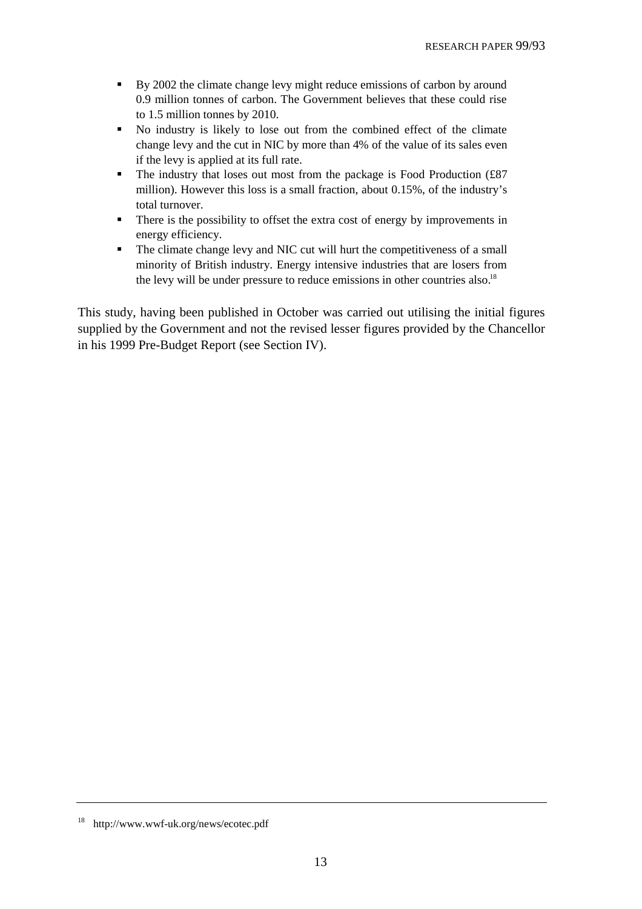- By 2002 the climate change levy might reduce emissions of carbon by around 0.9 million tonnes of carbon. The Government believes that these could rise to 1.5 million tonnes by 2010.
- No industry is likely to lose out from the combined effect of the climate change levy and the cut in NIC by more than 4% of the value of its sales even if the levy is applied at its full rate.
- The industry that loses out most from the package is Food Production (£87 million). However this loss is a small fraction, about 0.15%, of the industry's total turnover.
- There is the possibility to offset the extra cost of energy by improvements in energy efficiency.
- The climate change levy and NIC cut will hurt the competitiveness of a small minority of British industry. Energy intensive industries that are losers from the levy will be under pressure to reduce emissions in other countries also.[18]

This study, having been published in October was carried out utilising the initial figures supplied by the Government and not the revised lesser figures provided by the Chancellor in his 1999 Pre-Budget Report (see Section IV).

---

[18] http://www.wwf-uk.org/news/ecotec.pdf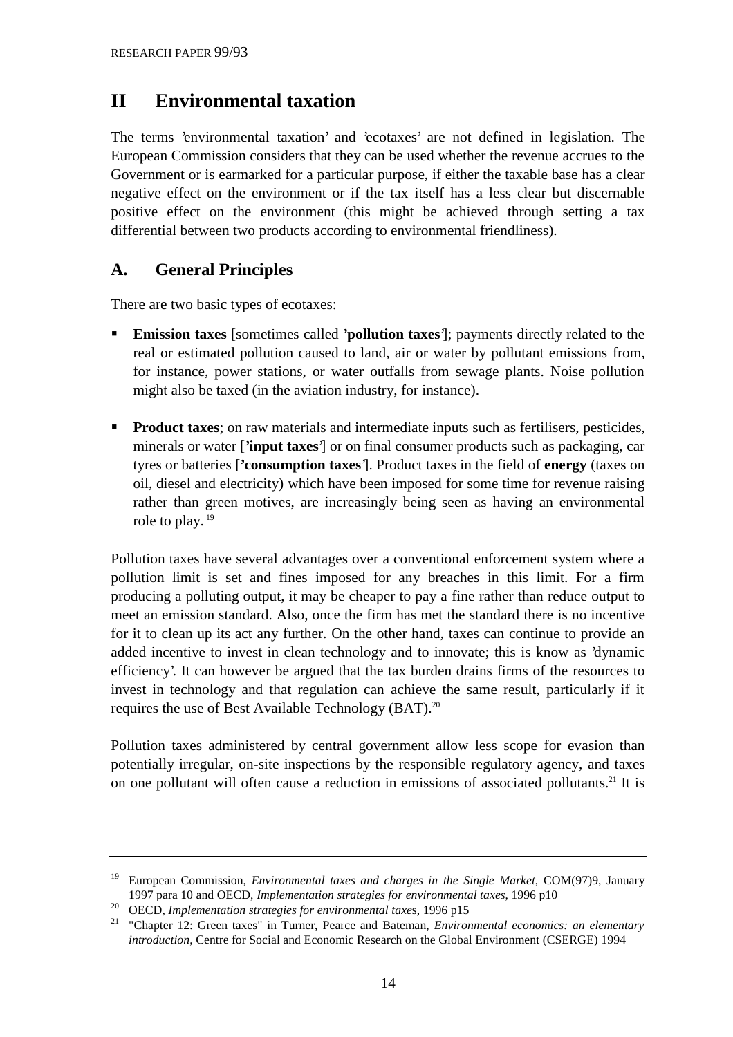# II Environmental taxation

The terms 'environmental taxation' and 'ecotaxes' are not defined in legislation. The European Commission considers that they can be used whether the revenue accrues to the Government or is earmarked for a particular purpose, if either the taxable base has a clear negative effect on the environment or if the tax itself has a less clear but discernable positive effect on the environment (this might be achieved through setting a tax differential between two products according to environmental friendliness).

## A. General Principles

There are two basic types of ecotaxes:

- **Emission taxes** [sometimes called **'pollution taxes'**]; payments directly related to the real or estimated pollution caused to land, air or water by pollutant emissions from, for instance, power stations, or water outfalls from sewage plants. Noise pollution might also be taxed (in the aviation industry, for instance).

- **Product taxes**; on raw materials and intermediate inputs such as fertilisers, pesticides, minerals or water [**'input taxes'**] or on final consumer products such as packaging, car tyres or batteries [**'consumption taxes'**]. Product taxes in the field of **energy** (taxes on oil, diesel and electricity) which have been imposed for some time for revenue raising rather than green motives, are increasingly being seen as having an environmental role to play. [19]

Pollution taxes have several advantages over a conventional enforcement system where a pollution limit is set and fines imposed for any breaches in this limit. For a firm producing a polluting output, it may be cheaper to pay a fine rather than reduce output to meet an emission standard. Also, once the firm has met the standard there is no incentive for it to clean up its act any further. On the other hand, taxes can continue to provide an added incentive to invest in clean technology and to innovate; this is know as 'dynamic efficiency'. It can however be argued that the tax burden drains firms of the resources to invest in technology and that regulation can achieve the same result, particularly if it requires the use of Best Available Technology (BAT).[20]

Pollution taxes administered by central government allow less scope for evasion than potentially irregular, on-site inspections by the responsible regulatory agency, and taxes on one pollutant will often cause a reduction in emissions of associated pollutants.[21] It is

---

[19] European Commission, *Environmental taxes and charges in the Single Market*, COM(97)9, January 1997 para 10 and OECD, *Implementation strategies for environmental taxes*, 1996 p10

[20] OECD, *Implementation strategies for environmental taxes*, 1996 p15

[21] "Chapter 12: Green taxes" in Turner, Pearce and Bateman, *Environmental economics: an elementary introduction*, Centre for Social and Economic Research on the Global Environment (CSERGE) 1994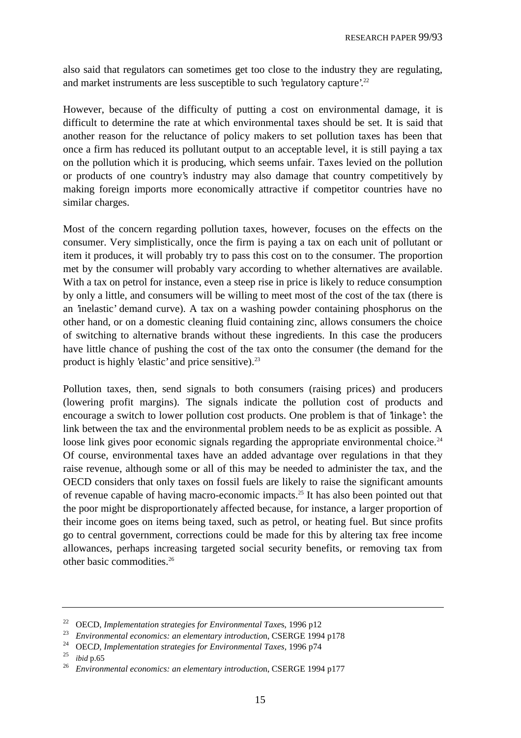also said that regulators can sometimes get too close to the industry they are regulating, and market instruments are less susceptible to such 'regulatory capture'.[22]

However, because of the difficulty of putting a cost on environmental damage, it is difficult to determine the rate at which environmental taxes should be set. It is said that another reason for the reluctance of policy makers to set pollution taxes has been that once a firm has reduced its pollutant output to an acceptable level, it is still paying a tax on the pollution which it is producing, which seems unfair. Taxes levied on the pollution or products of one country's industry may also damage that country competitively by making foreign imports more economically attractive if competitor countries have no similar charges.

Most of the concern regarding pollution taxes, however, focuses on the effects on the consumer. Very simplistically, once the firm is paying a tax on each unit of pollutant or item it produces, it will probably try to pass this cost on to the consumer. The proportion met by the consumer will probably vary according to whether alternatives are available. With a tax on petrol for instance, even a steep rise in price is likely to reduce consumption by only a little, and consumers will be willing to meet most of the cost of the tax (there is an 'inelastic' demand curve). A tax on a washing powder containing phosphorus on the other hand, or on a domestic cleaning fluid containing zinc, allows consumers the choice of switching to alternative brands without these ingredients. In this case the producers have little chance of pushing the cost of the tax onto the consumer (the demand for the product is highly 'elastic' and price sensitive).[23]

Pollution taxes, then, send signals to both consumers (raising prices) and producers (lowering profit margins). The signals indicate the pollution cost of products and encourage a switch to lower pollution cost products. One problem is that of 'linkage': the link between the tax and the environmental problem needs to be as explicit as possible. A loose link gives poor economic signals regarding the appropriate environmental choice.[24] Of course, environmental taxes have an added advantage over regulations in that they raise revenue, although some or all of this may be needed to administer the tax, and the OECD considers that only taxes on fossil fuels are likely to raise the significant amounts of revenue capable of having macro-economic impacts.[25] It has also been pointed out that the poor might be disproportionately affected because, for instance, a larger proportion of their income goes on items being taxed, such as petrol, or heating fuel. But since profits go to central government, corrections could be made for this by altering tax free income allowances, perhaps increasing targeted social security benefits, or removing tax from other basic commodities.[26]

---

[22] OECD, *Implementation strategies for Environmental Taxes*, 1996 p12

[23] *Environmental economics: an elementary introduction*, CSERGE 1994 p178

[24] OECD, *Implementation strategies for Environmental Taxes*, 1996 p74

[25] *ibid* p.65

[26] *Environmental economics: an elementary introduction*, CSERGE 1994 p177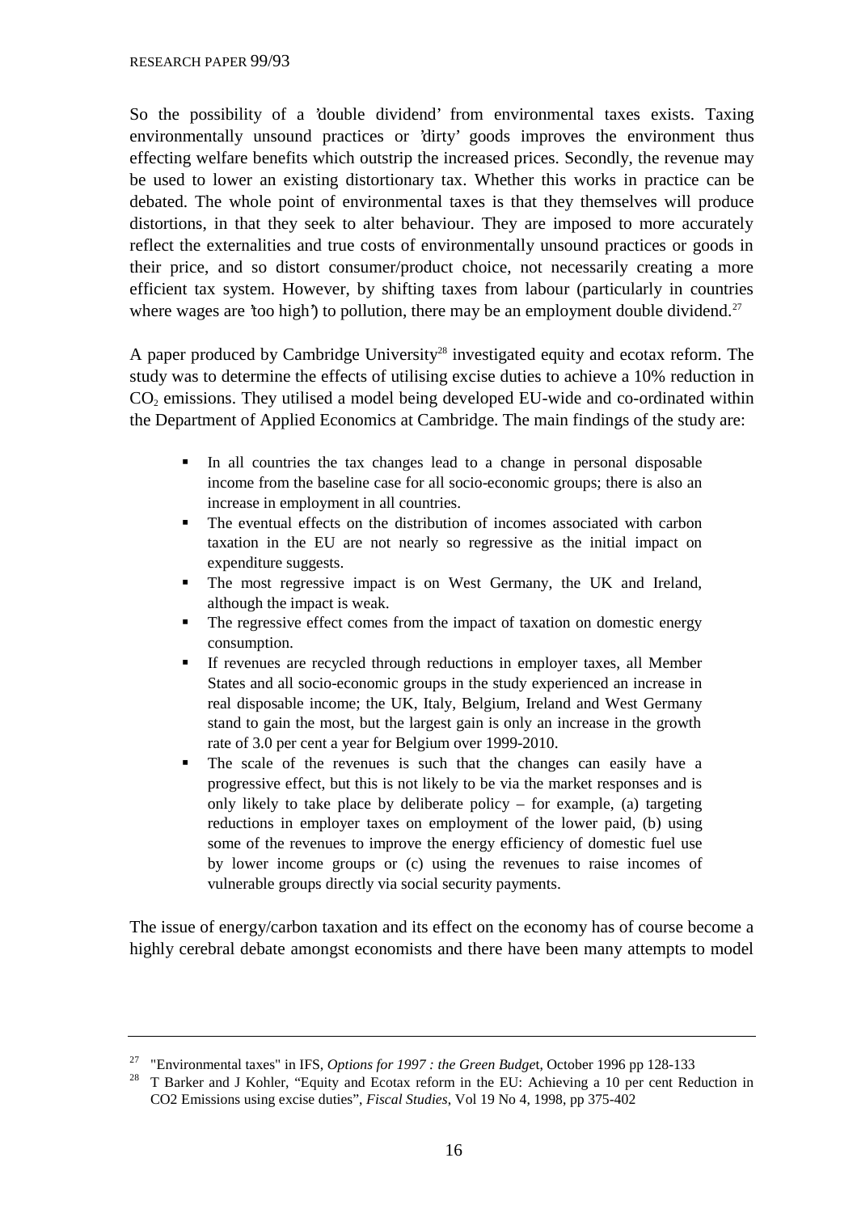So the possibility of a 'double dividend' from environmental taxes exists. Taxing environmentally unsound practices or 'dirty' goods improves the environment thus effecting welfare benefits which outstrip the increased prices. Secondly, the revenue may be used to lower an existing distortionary tax. Whether this works in practice can be debated. The whole point of environmental taxes is that they themselves will produce distortions, in that they seek to alter behaviour. They are imposed to more accurately reflect the externalities and true costs of environmentally unsound practices or goods in their price, and so distort consumer/product choice, not necessarily creating a more efficient tax system. However, by shifting taxes from labour (particularly in countries where wages are 'too high') to pollution, there may be an employment double dividend.[27]

A paper produced by Cambridge University[28] investigated equity and ecotax reform. The study was to determine the effects of utilising excise duties to achieve a 10% reduction in $CO_2$ emissions. They utilised a model being developed EU-wide and co-ordinated within the Department of Applied Economics at Cambridge. The main findings of the study are:

- In all countries the tax changes lead to a change in personal disposable income from the baseline case for all socio-economic groups; there is also an increase in employment in all countries.
- The eventual effects on the distribution of incomes associated with carbon taxation in the EU are not nearly so regressive as the initial impact on expenditure suggests.
- The most regressive impact is on West Germany, the UK and Ireland, although the impact is weak.
- The regressive effect comes from the impact of taxation on domestic energy consumption.
- If revenues are recycled through reductions in employer taxes, all Member States and all socio-economic groups in the study experienced an increase in real disposable income; the UK, Italy, Belgium, Ireland and West Germany stand to gain the most, but the largest gain is only an increase in the growth rate of 3.0 per cent a year for Belgium over 1999-2010.
- The scale of the revenues is such that the changes can easily have a progressive effect, but this is not likely to be via the market responses and is only likely to take place by deliberate policy – for example, (a) targeting reductions in employer taxes on employment of the lower paid, (b) using some of the revenues to improve the energy efficiency of domestic fuel use by lower income groups or (c) using the revenues to raise incomes of vulnerable groups directly via social security payments.

The issue of energy/carbon taxation and its effect on the economy has of course become a highly cerebral debate amongst economists and there have been many attempts to model

---

[27] "Environmental taxes" in IFS, *Options for 1997 : the Green Budget*, October 1996 pp 128-133

[28] T Barker and J Kohler, "Equity and Ecotax reform in the EU: Achieving a 10 per cent Reduction in CO2 Emissions using excise duties", *Fiscal Studies*, Vol 19 No 4, 1998, pp 375-402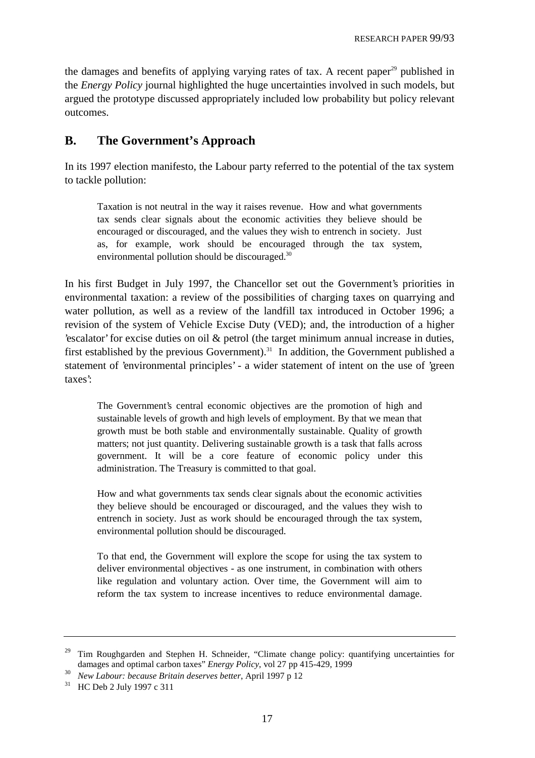the damages and benefits of applying varying rates of tax. A recent paper[29] published in the *Energy Policy* journal highlighted the huge uncertainties involved in such models, but argued the prototype discussed appropriately included low probability but policy relevant outcomes.

## B. The Government's Approach

In its 1997 election manifesto, the Labour party referred to the potential of the tax system to tackle pollution:

> Taxation is not neutral in the way it raises revenue. How and what governments tax sends clear signals about the economic activities they believe should be encouraged or discouraged, and the values they wish to entrench in society. Just as, for example, work should be encouraged through the tax system, environmental pollution should be discouraged.[30]

In his first Budget in July 1997, the Chancellor set out the Government's priorities in environmental taxation: a review of the possibilities of charging taxes on quarrying and water pollution, as well as a review of the landfill tax introduced in October 1996; a revision of the system of Vehicle Excise Duty (VED); and, the introduction of a higher 'escalator' for excise duties on oil & petrol (the target minimum annual increase in duties, first established by the previous Government).[31] In addition, the Government published a statement of 'environmental principles' - a wider statement of intent on the use of 'green taxes':

> The Government's central economic objectives are the promotion of high and sustainable levels of growth and high levels of employment. By that we mean that growth must be both stable and environmentally sustainable. Quality of growth matters; not just quantity. Delivering sustainable growth is a task that falls across government. It will be a core feature of economic policy under this administration. The Treasury is committed to that goal.
>
> How and what governments tax sends clear signals about the economic activities they believe should be encouraged or discouraged, and the values they wish to entrench in society. Just as work should be encouraged through the tax system, environmental pollution should be discouraged.
>
> To that end, the Government will explore the scope for using the tax system to deliver environmental objectives - as one instrument, in combination with others like regulation and voluntary action. Over time, the Government will aim to reform the tax system to increase incentives to reduce environmental damage.

---

[29] Tim Roughgarden and Stephen H. Schneider, "Climate change policy: quantifying uncertainties for damages and optimal carbon taxes" *Energy Policy*, vol 27 pp 415-429, 1999

[30] *New Labour: because Britain deserves better*, April 1997 p 12

[31] HC Deb 2 July 1997 c 311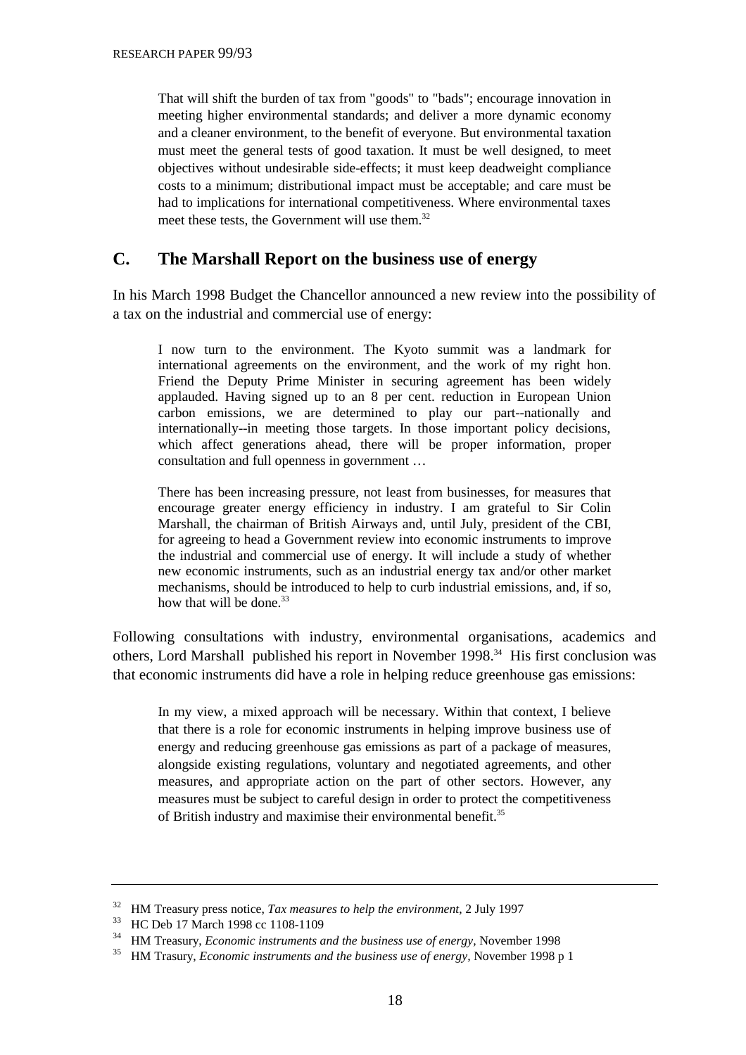> That will shift the burden of tax from "goods" to "bads"; encourage innovation in meeting higher environmental standards; and deliver a more dynamic economy and a cleaner environment, to the benefit of everyone. But environmental taxation must meet the general tests of good taxation. It must be well designed, to meet objectives without undesirable side-effects; it must keep deadweight compliance costs to a minimum; distributional impact must be acceptable; and care must be had to implications for international competitiveness. Where environmental taxes meet these tests, the Government will use them.[32]

## C. The Marshall Report on the business use of energy

In his March 1998 Budget the Chancellor announced a new review into the possibility of a tax on the industrial and commercial use of energy:

> I now turn to the environment. The Kyoto summit was a landmark for international agreements on the environment, and the work of my right hon. Friend the Deputy Prime Minister in securing agreement has been widely applauded. Having signed up to an 8 per cent. reduction in European Union carbon emissions, we are determined to play our part--nationally and internationally--in meeting those targets. In those important policy decisions, which affect generations ahead, there will be proper information, proper consultation and full openness in government …
>
> There has been increasing pressure, not least from businesses, for measures that encourage greater energy efficiency in industry. I am grateful to Sir Colin Marshall, the chairman of British Airways and, until July, president of the CBI, for agreeing to head a Government review into economic instruments to improve the industrial and commercial use of energy. It will include a study of whether new economic instruments, such as an industrial energy tax and/or other market mechanisms, should be introduced to help to curb industrial emissions, and, if so, how that will be done.[33]

Following consultations with industry, environmental organisations, academics and others, Lord Marshall published his report in November 1998.[34] His first conclusion was that economic instruments did have a role in helping reduce greenhouse gas emissions:

> In my view, a mixed approach will be necessary. Within that context, I believe that there is a role for economic instruments in helping improve business use of energy and reducing greenhouse gas emissions as part of a package of measures, alongside existing regulations, voluntary and negotiated agreements, and other measures, and appropriate action on the part of other sectors. However, any measures must be subject to careful design in order to protect the competitiveness of British industry and maximise their environmental benefit.[35]

---

[32] HM Treasury press notice, *Tax measures to help the environment,* 2 July 1997

[33] HC Deb 17 March 1998 cc 1108-1109

[34] HM Treasury, *Economic instruments and the business use of energy,* November 1998

[35] HM Trasury, *Economic instruments and the business use of energy,* November 1998 p 1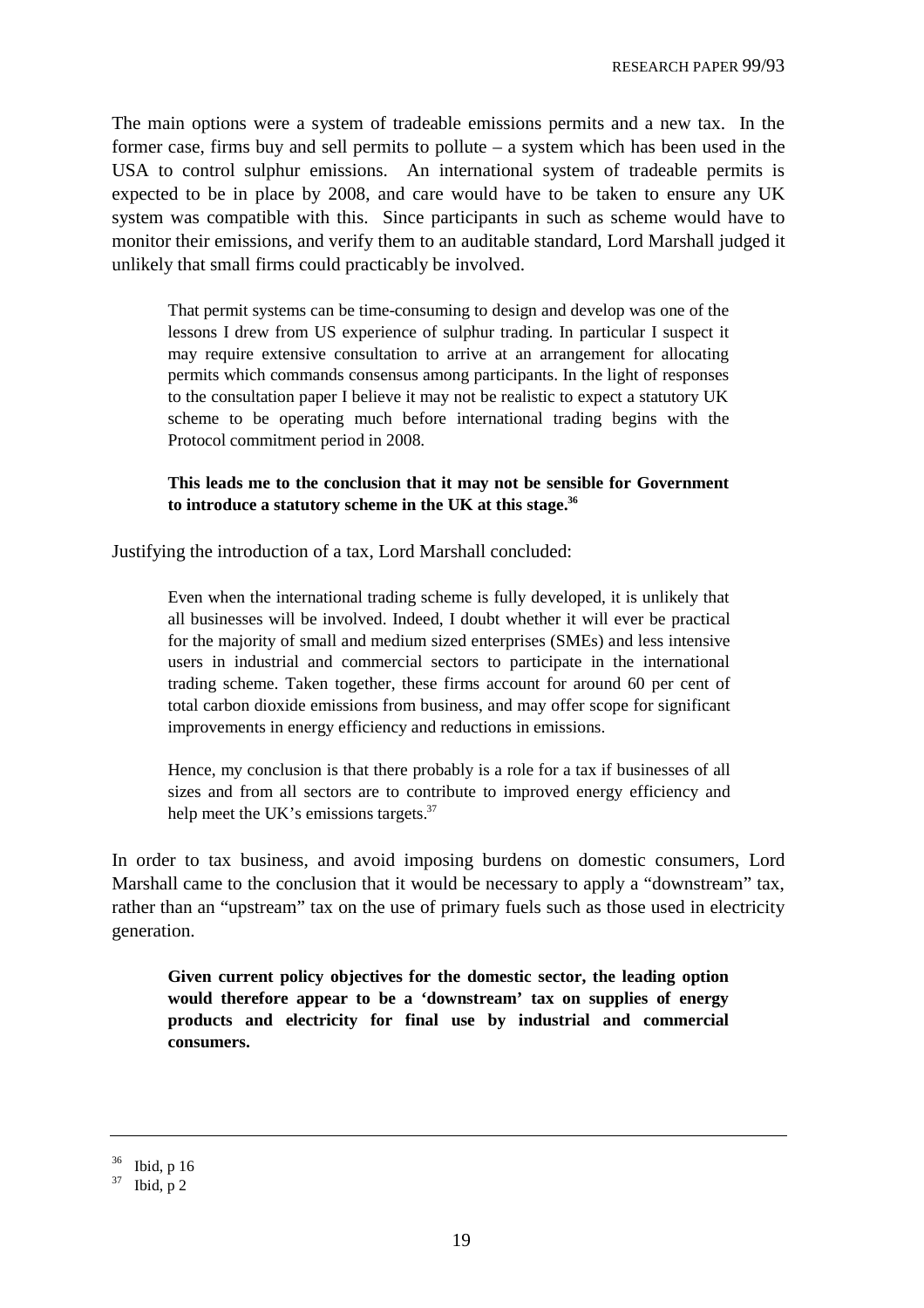The main options were a system of tradeable emissions permits and a new tax. In the former case, firms buy and sell permits to pollute – a system which has been used in the USA to control sulphur emissions. An international system of tradeable permits is expected to be in place by 2008, and care would have to be taken to ensure any UK system was compatible with this. Since participants in such as scheme would have to monitor their emissions, and verify them to an auditable standard, Lord Marshall judged it unlikely that small firms could practicably be involved.

> That permit systems can be time-consuming to design and develop was one of the lessons I drew from US experience of sulphur trading. In particular I suspect it may require extensive consultation to arrive at an arrangement for allocating permits which commands consensus among participants. In the light of responses to the consultation paper I believe it may not be realistic to expect a statutory UK scheme to be operating much before international trading begins with the Protocol commitment period in 2008.
>
> **This leads me to the conclusion that it may not be sensible for Government to introduce a statutory scheme in the UK at this stage.**[36]

Justifying the introduction of a tax, Lord Marshall concluded:

> Even when the international trading scheme is fully developed, it is unlikely that all businesses will be involved. Indeed, I doubt whether it will ever be practical for the majority of small and medium sized enterprises (SMEs) and less intensive users in industrial and commercial sectors to participate in the international trading scheme. Taken together, these firms account for around 60 per cent of total carbon dioxide emissions from business, and may offer scope for significant improvements in energy efficiency and reductions in emissions.
>
> Hence, my conclusion is that there probably is a role for a tax if businesses of all sizes and from all sectors are to contribute to improved energy efficiency and help meet the UK's emissions targets.[37]

In order to tax business, and avoid imposing burdens on domestic consumers, Lord Marshall came to the conclusion that it would be necessary to apply a "downstream" tax, rather than an "upstream" tax on the use of primary fuels such as those used in electricity generation.

> **Given current policy objectives for the domestic sector, the leading option would therefore appear to be a 'downstream' tax on supplies of energy products and electricity for final use by industrial and commercial consumers.**

---

[36] Ibid, p 16

[37] Ibid, p 2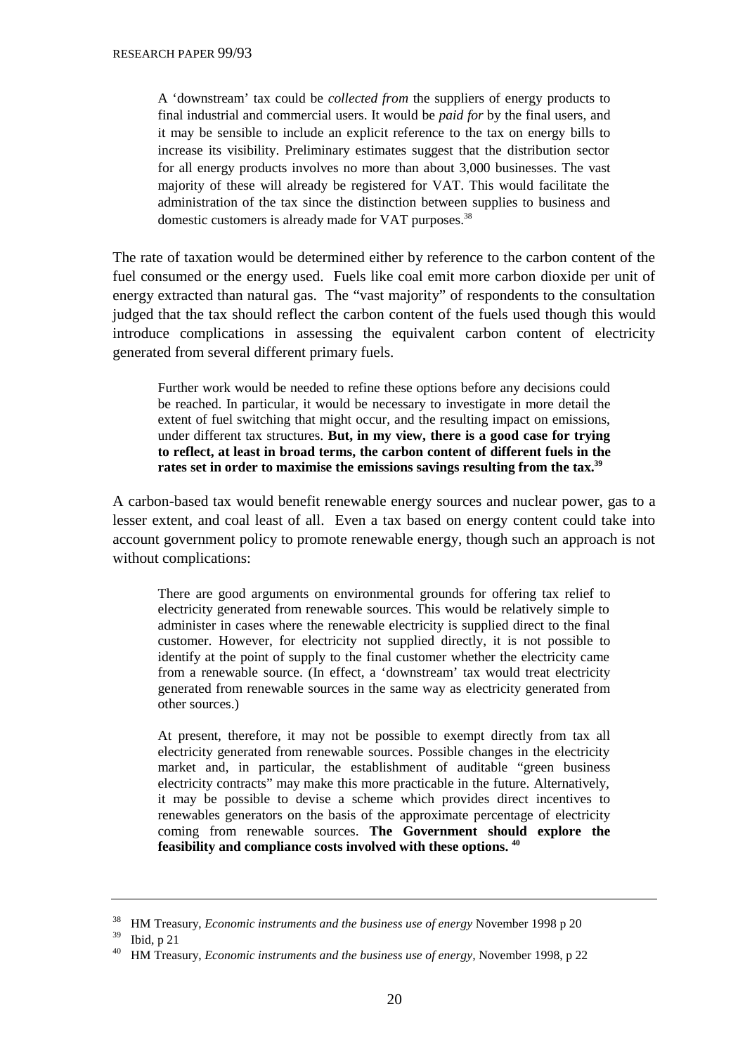> A 'downstream' tax could be *collected from* the suppliers of energy products to final industrial and commercial users. It would be *paid for* by the final users, and it may be sensible to include an explicit reference to the tax on energy bills to increase its visibility. Preliminary estimates suggest that the distribution sector for all energy products involves no more than about 3,000 businesses. The vast majority of these will already be registered for VAT. This would facilitate the administration of the tax since the distinction between supplies to business and domestic customers is already made for VAT purposes.[38]

The rate of taxation would be determined either by reference to the carbon content of the fuel consumed or the energy used. Fuels like coal emit more carbon dioxide per unit of energy extracted than natural gas. The "vast majority" of respondents to the consultation judged that the tax should reflect the carbon content of the fuels used though this would introduce complications in assessing the equivalent carbon content of electricity generated from several different primary fuels.

> Further work would be needed to refine these options before any decisions could be reached. In particular, it would be necessary to investigate in more detail the extent of fuel switching that might occur, and the resulting impact on emissions, under different tax structures. **But, in my view, there is a good case for trying to reflect, at least in broad terms, the carbon content of different fuels in the rates set in order to maximise the emissions savings resulting from the tax.**[39]

A carbon-based tax would benefit renewable energy sources and nuclear power, gas to a lesser extent, and coal least of all. Even a tax based on energy content could take into account government policy to promote renewable energy, though such an approach is not without complications:

> There are good arguments on environmental grounds for offering tax relief to electricity generated from renewable sources. This would be relatively simple to administer in cases where the renewable electricity is supplied direct to the final customer. However, for electricity not supplied directly, it is not possible to identify at the point of supply to the final customer whether the electricity came from a renewable source. (In effect, a 'downstream' tax would treat electricity generated from renewable sources in the same way as electricity generated from other sources.)
>
> At present, therefore, it may not be possible to exempt directly from tax all electricity generated from renewable sources. Possible changes in the electricity market and, in particular, the establishment of auditable "green business electricity contracts" may make this more practicable in the future. Alternatively, it may be possible to devise a scheme which provides direct incentives to renewables generators on the basis of the approximate percentage of electricity coming from renewable sources. **The Government should explore the feasibility and compliance costs involved with these options.**[40]

---

[38] HM Treasury, *Economic instruments and the business use of energy* November 1998 p 20

[39] Ibid, p 21

[40] HM Treasury, *Economic instruments and the business use of energy,* November 1998, p 22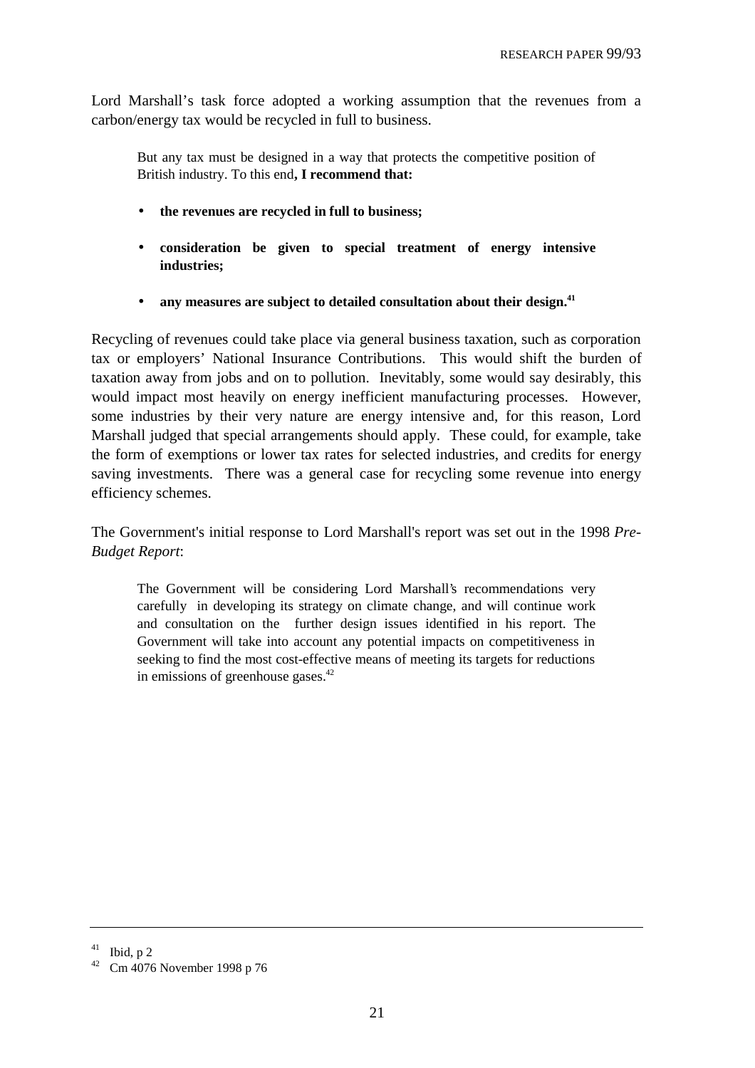Lord Marshall's task force adopted a working assumption that the revenues from a carbon/energy tax would be recycled in full to business.

> But any tax must be designed in a way that protects the competitive position of British industry. To this end**, I recommend that:**
>
> - **the revenues are recycled in full to business;**
> - **consideration be given to special treatment of energy intensive industries;**
> - **any measures are subject to detailed consultation about their design.**[41]

Recycling of revenues could take place via general business taxation, such as corporation tax or employers' National Insurance Contributions. This would shift the burden of taxation away from jobs and on to pollution. Inevitably, some would say desirably, this would impact most heavily on energy inefficient manufacturing processes. However, some industries by their very nature are energy intensive and, for this reason, Lord Marshall judged that special arrangements should apply. These could, for example, take the form of exemptions or lower tax rates for selected industries, and credits for energy saving investments. There was a general case for recycling some revenue into energy efficiency schemes.

The Government's initial response to Lord Marshall's report was set out in the 1998 *Pre-Budget Report*:

> The Government will be considering Lord Marshall's recommendations very carefully in developing its strategy on climate change, and will continue work and consultation on the further design issues identified in his report. The Government will take into account any potential impacts on competitiveness in seeking to find the most cost-effective means of meeting its targets for reductions in emissions of greenhouse gases.[42]

---

[41] Ibid, p 2

[42] Cm 4076 November 1998 p 76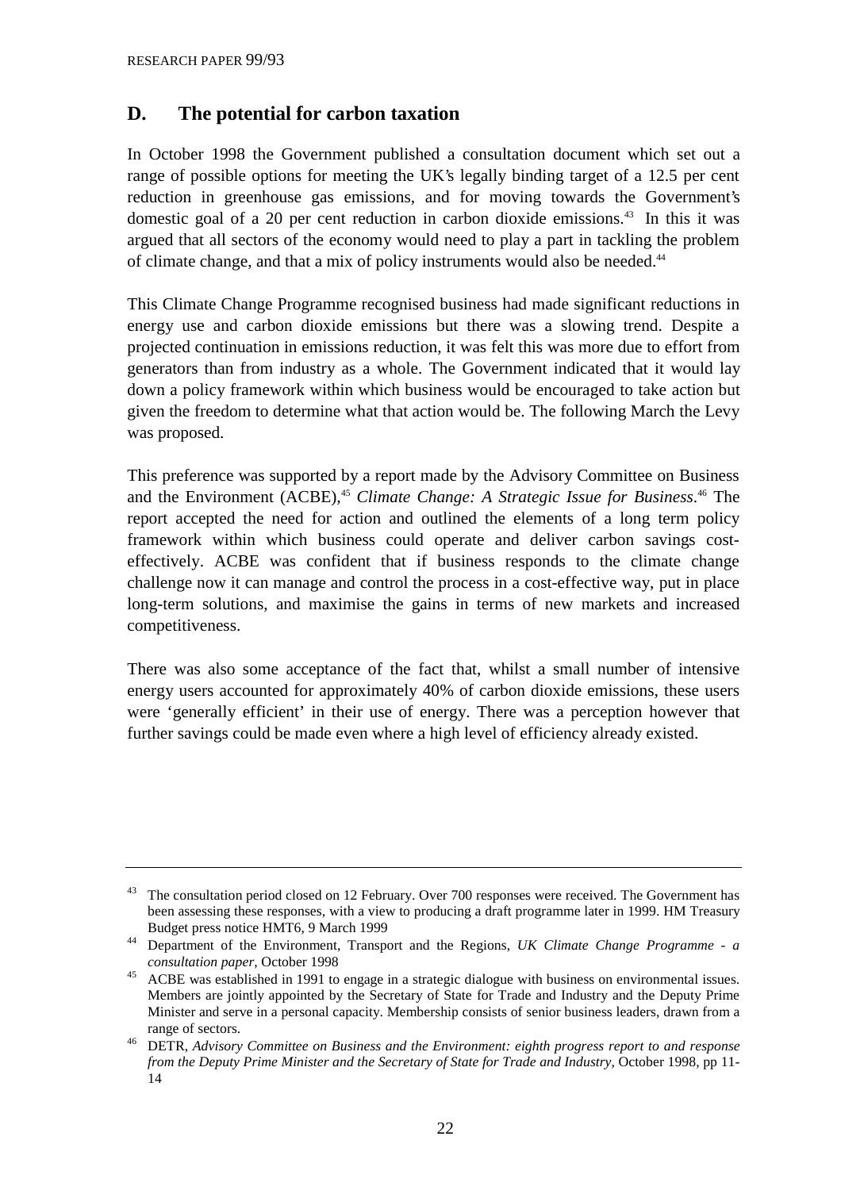## D. The potential for carbon taxation

In October 1998 the Government published a consultation document which set out a range of possible options for meeting the UK's legally binding target of a 12.5 per cent reduction in greenhouse gas emissions, and for moving towards the Government's domestic goal of a 20 per cent reduction in carbon dioxide emissions.[43] In this it was argued that all sectors of the economy would need to play a part in tackling the problem of climate change, and that a mix of policy instruments would also be needed.[44]

This Climate Change Programme recognised business had made significant reductions in energy use and carbon dioxide emissions but there was a slowing trend. Despite a projected continuation in emissions reduction, it was felt this was more due to effort from generators than from industry as a whole. The Government indicated that it would lay down a policy framework within which business would be encouraged to take action but given the freedom to determine what that action would be. The following March the Levy was proposed.

This preference was supported by a report made by the Advisory Committee on Business and the Environment (ACBE),[45] *Climate Change: A Strategic Issue for Business*.[46] The report accepted the need for action and outlined the elements of a long term policy framework within which business could operate and deliver carbon savings cost-effectively. ACBE was confident that if business responds to the climate change challenge now it can manage and control the process in a cost-effective way, put in place long-term solutions, and maximise the gains in terms of new markets and increased competitiveness.

There was also some acceptance of the fact that, whilst a small number of intensive energy users accounted for approximately 40% of carbon dioxide emissions, these users were 'generally efficient' in their use of energy. There was a perception however that further savings could be made even where a high level of efficiency already existed.

---

[43] The consultation period closed on 12 February. Over 700 responses were received. The Government has been assessing these responses, with a view to producing a draft programme later in 1999. HM Treasury Budget press notice HMT6, 9 March 1999

[44] Department of the Environment, Transport and the Regions, *UK Climate Change Programme - a consultation paper*, October 1998

[45] ACBE was established in 1991 to engage in a strategic dialogue with business on environmental issues. Members are jointly appointed by the Secretary of State for Trade and Industry and the Deputy Prime Minister and serve in a personal capacity. Membership consists of senior business leaders, drawn from a range of sectors.

[46] DETR, *Advisory Committee on Business and the Environment: eighth progress report to and response from the Deputy Prime Minister and the Secretary of State for Trade and Industry*, October 1998, pp 11-14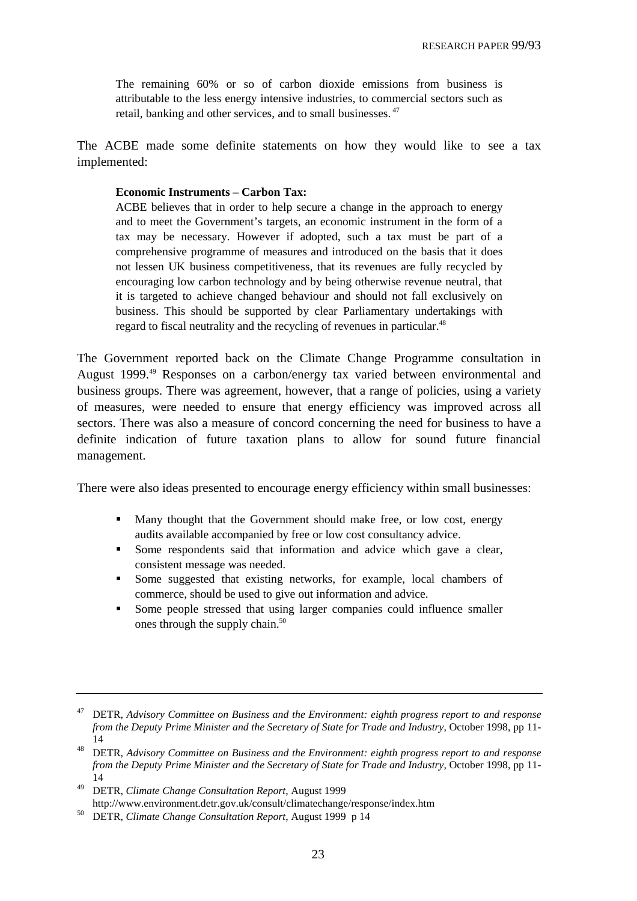> The remaining 60% or so of carbon dioxide emissions from business is attributable to the less energy intensive industries, to commercial sectors such as retail, banking and other services, and to small businesses. [47]

The ACBE made some definite statements on how they would like to see a tax implemented:

> **Economic Instruments – Carbon Tax:**
>
> ACBE believes that in order to help secure a change in the approach to energy and to meet the Government's targets, an economic instrument in the form of a tax may be necessary. However if adopted, such a tax must be part of a comprehensive programme of measures and introduced on the basis that it does not lessen UK business competitiveness, that its revenues are fully recycled by encouraging low carbon technology and by being otherwise revenue neutral, that it is targeted to achieve changed behaviour and should not fall exclusively on business. This should be supported by clear Parliamentary undertakings with regard to fiscal neutrality and the recycling of revenues in particular.[48]

The Government reported back on the Climate Change Programme consultation in August 1999.[49] Responses on a carbon/energy tax varied between environmental and business groups. There was agreement, however, that a range of policies, using a variety of measures, were needed to ensure that energy efficiency was improved across all sectors. There was also a measure of concord concerning the need for business to have a definite indication of future taxation plans to allow for sound future financial management.

There were also ideas presented to encourage energy efficiency within small businesses:

- Many thought that the Government should make free, or low cost, energy audits available accompanied by free or low cost consultancy advice.
- Some respondents said that information and advice which gave a clear, consistent message was needed.
- Some suggested that existing networks, for example, local chambers of commerce, should be used to give out information and advice.
- Some people stressed that using larger companies could influence smaller ones through the supply chain.[50]

---

[47] DETR, *Advisory Committee on Business and the Environment: eighth progress report to and response from the Deputy Prime Minister and the Secretary of State for Trade and Industry*, October 1998, pp 11-14

[48] DETR, *Advisory Committee on Business and the Environment: eighth progress report to and response from the Deputy Prime Minister and the Secretary of State for Trade and Industry*, October 1998, pp 11-14

[49] DETR, *Climate Change Consultation Report*, August 1999 http://www.environment.detr.gov.uk/consult/climatechange/response/index.htm

[50] DETR, *Climate Change Consultation Report*, August 1999 p 14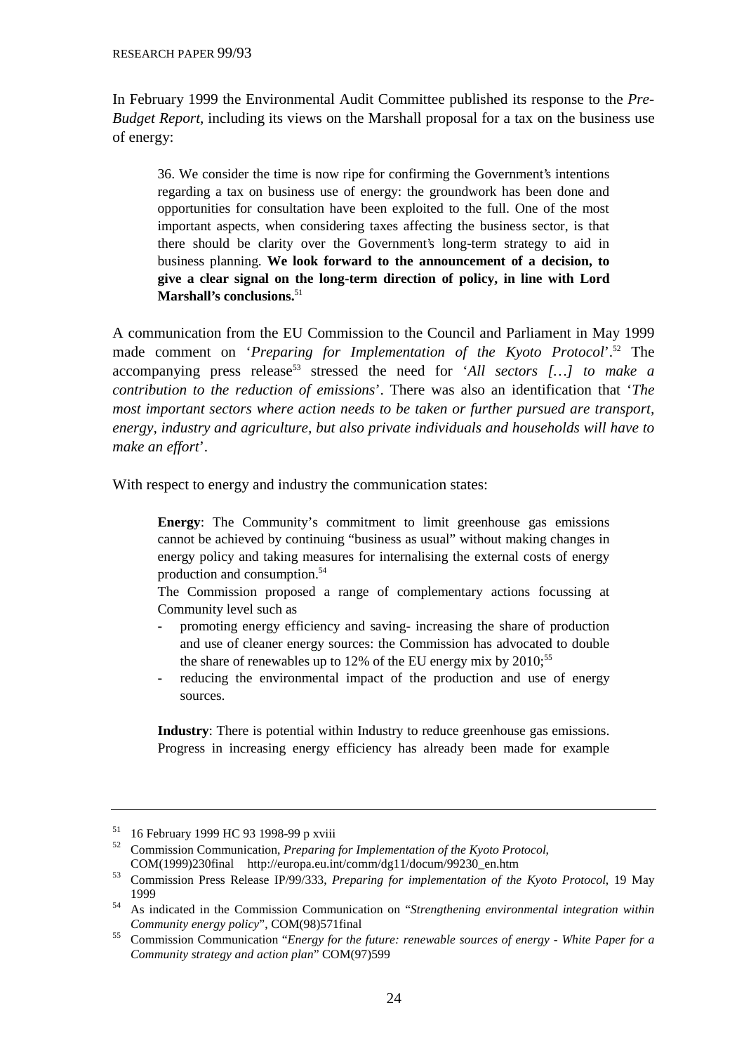In February 1999 the Environmental Audit Committee published its response to the *Pre-Budget Report*, including its views on the Marshall proposal for a tax on the business use of energy:

> 36. We consider the time is now ripe for confirming the Government's intentions regarding a tax on business use of energy: the groundwork has been done and opportunities for consultation have been exploited to the full. One of the most important aspects, when considering taxes affecting the business sector, is that there should be clarity over the Government's long-term strategy to aid in business planning. **We look forward to the announcement of a decision, to give a clear signal on the long-term direction of policy, in line with Lord Marshall's conclusions.**[51]

A communication from the EU Commission to the Council and Parliament in May 1999 made comment on '*Preparing for Implementation of the Kyoto Protocol*'.[52] The accompanying press release[53] stressed the need for '*All sectors […] to make a contribution to the reduction of emissions*'. There was also an identification that '*The most important sectors where action needs to be taken or further pursued are transport, energy, industry and agriculture, but also private individuals and households will have to make an effort*'.

With respect to energy and industry the communication states:

> **Energy**: The Community's commitment to limit greenhouse gas emissions cannot be achieved by continuing "business as usual" without making changes in energy policy and taking measures for internalising the external costs of energy production and consumption.[54]
>
> The Commission proposed a range of complementary actions focussing at Community level such as
>
> - promoting energy efficiency and saving- increasing the share of production and use of cleaner energy sources: the Commission has advocated to double the share of renewables up to 12% of the EU energy mix by 2010;[55]
> - reducing the environmental impact of the production and use of energy sources.
>
> **Industry**: There is potential within Industry to reduce greenhouse gas emissions. Progress in increasing energy efficiency has already been made for example

---

[51] 16 February 1999 HC 93 1998-99 p xviii

[52] Commission Communication, *Preparing for Implementation of the Kyoto Protocol*, COM(1999)230final http://europa.eu.int/comm/dg11/docum/99230_en.htm

[53] Commission Press Release IP/99/333, *Preparing for implementation of the Kyoto Protocol*, 19 May 1999

[54] As indicated in the Commission Communication on "*Strengthening environmental integration within Community energy policy*", COM(98)571final

[55] Commission Communication "*Energy for the future: renewable sources of energy - White Paper for a Community strategy and action plan*" COM(97)599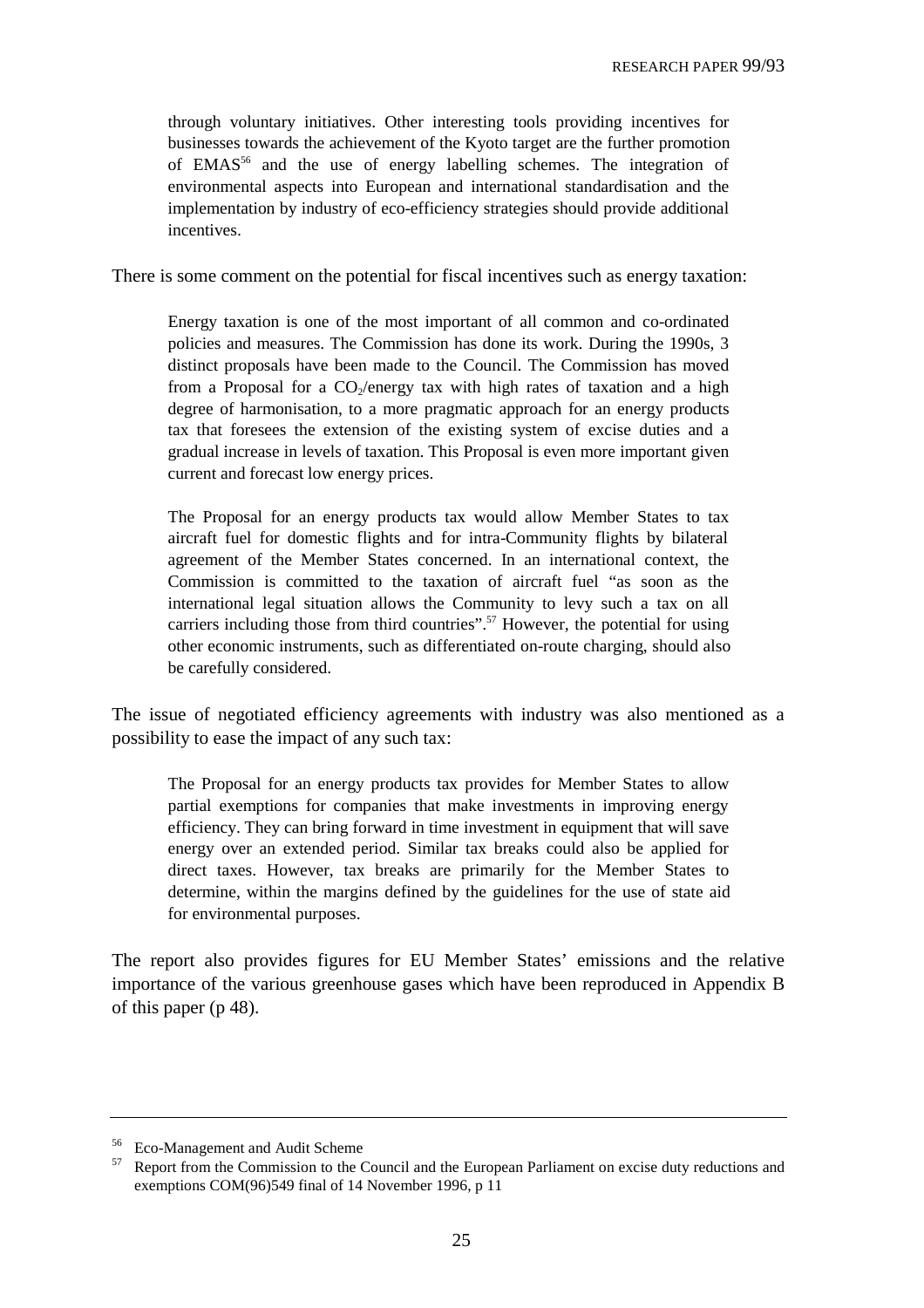> through voluntary initiatives. Other interesting tools providing incentives for businesses towards the achievement of the Kyoto target are the further promotion of EMAS[56] and the use of energy labelling schemes. The integration of environmental aspects into European and international standardisation and the implementation by industry of eco-efficiency strategies should provide additional incentives.

There is some comment on the potential for fiscal incentives such as energy taxation:

> Energy taxation is one of the most important of all common and co-ordinated policies and measures. The Commission has done its work. During the 1990s, 3 distinct proposals have been made to the Council. The Commission has moved from a Proposal for a $CO_2$/energy tax with high rates of taxation and a high degree of harmonisation, to a more pragmatic approach for an energy products tax that foresees the extension of the existing system of excise duties and a gradual increase in levels of taxation. This Proposal is even more important given current and forecast low energy prices.
>
> The Proposal for an energy products tax would allow Member States to tax aircraft fuel for domestic flights and for intra-Community flights by bilateral agreement of the Member States concerned. In an international context, the Commission is committed to the taxation of aircraft fuel "as soon as the international legal situation allows the Community to levy such a tax on all carriers including those from third countries".[57] However, the potential for using other economic instruments, such as differentiated on-route charging, should also be carefully considered.

The issue of negotiated efficiency agreements with industry was also mentioned as a possibility to ease the impact of any such tax:

> The Proposal for an energy products tax provides for Member States to allow partial exemptions for companies that make investments in improving energy efficiency. They can bring forward in time investment in equipment that will save energy over an extended period. Similar tax breaks could also be applied for direct taxes. However, tax breaks are primarily for the Member States to determine, within the margins defined by the guidelines for the use of state aid for environmental purposes.

The report also provides figures for EU Member States' emissions and the relative importance of the various greenhouse gases which have been reproduced in Appendix B of this paper (p 48).

---

[56] Eco-Management and Audit Scheme

[57] Report from the Commission to the Council and the European Parliament on excise duty reductions and exemptions COM(96)549 final of 14 November 1996, p 11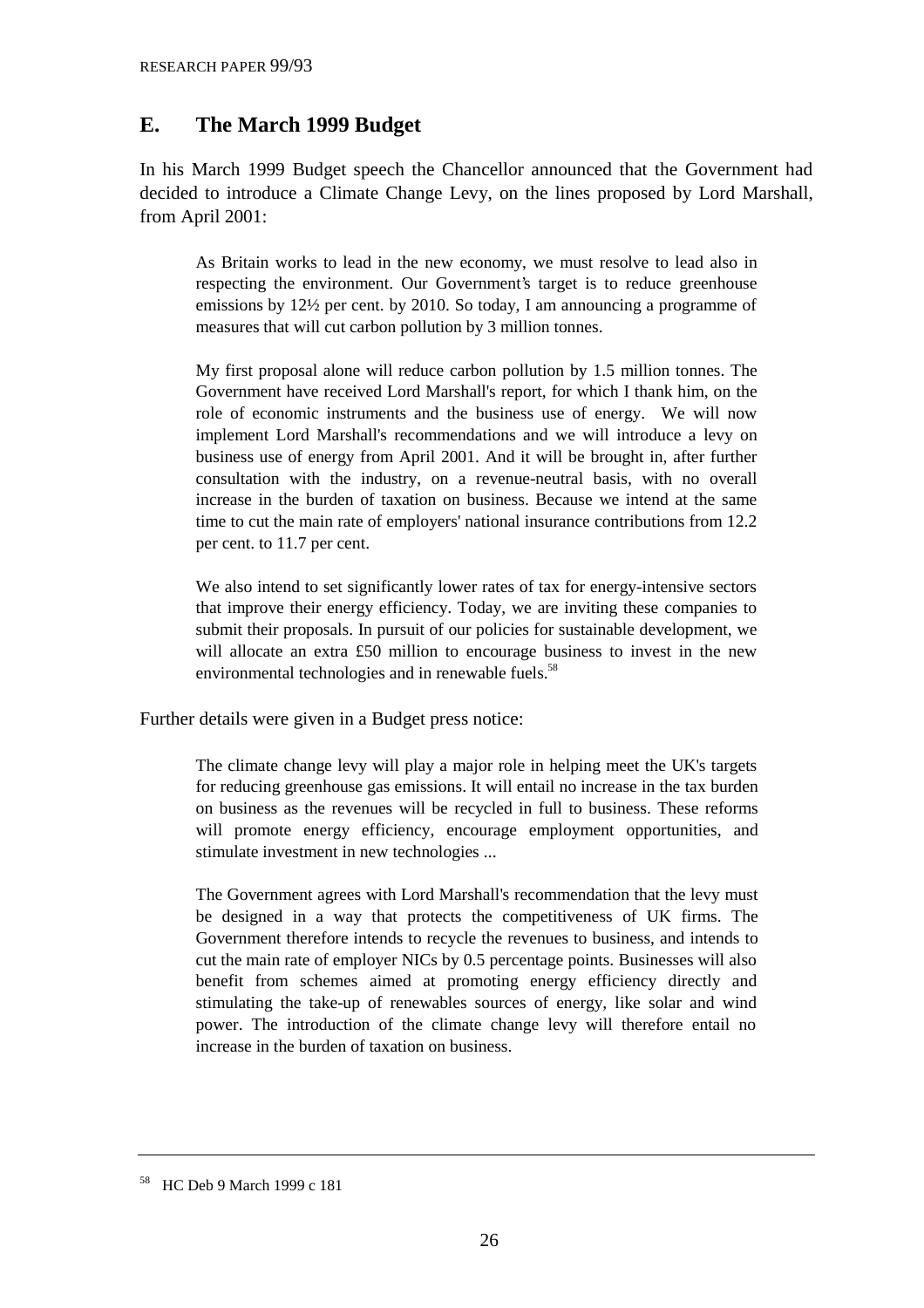## E. The March 1999 Budget

In his March 1999 Budget speech the Chancellor announced that the Government had decided to introduce a Climate Change Levy, on the lines proposed by Lord Marshall, from April 2001:

> As Britain works to lead in the new economy, we must resolve to lead also in respecting the environment. Our Government's target is to reduce greenhouse emissions by 12½ per cent. by 2010. So today, I am announcing a programme of measures that will cut carbon pollution by 3 million tonnes.
>
> My first proposal alone will reduce carbon pollution by 1.5 million tonnes. The Government have received Lord Marshall's report, for which I thank him, on the role of economic instruments and the business use of energy. We will now implement Lord Marshall's recommendations and we will introduce a levy on business use of energy from April 2001. And it will be brought in, after further consultation with the industry, on a revenue-neutral basis, with no overall increase in the burden of taxation on business. Because we intend at the same time to cut the main rate of employers' national insurance contributions from 12.2 per cent. to 11.7 per cent.
>
> We also intend to set significantly lower rates of tax for energy-intensive sectors that improve their energy efficiency. Today, we are inviting these companies to submit their proposals. In pursuit of our policies for sustainable development, we will allocate an extra £50 million to encourage business to invest in the new environmental technologies and in renewable fuels.[58]

Further details were given in a Budget press notice:

> The climate change levy will play a major role in helping meet the UK's targets for reducing greenhouse gas emissions. It will entail no increase in the tax burden on business as the revenues will be recycled in full to business. These reforms will promote energy efficiency, encourage employment opportunities, and stimulate investment in new technologies ...
>
> The Government agrees with Lord Marshall's recommendation that the levy must be designed in a way that protects the competitiveness of UK firms. The Government therefore intends to recycle the revenues to business, and intends to cut the main rate of employer NICs by 0.5 percentage points. Businesses will also benefit from schemes aimed at promoting energy efficiency directly and stimulating the take-up of renewables sources of energy, like solar and wind power. The introduction of the climate change levy will therefore entail no increase in the burden of taxation on business.

---

[58] HC Deb 9 March 1999 c 181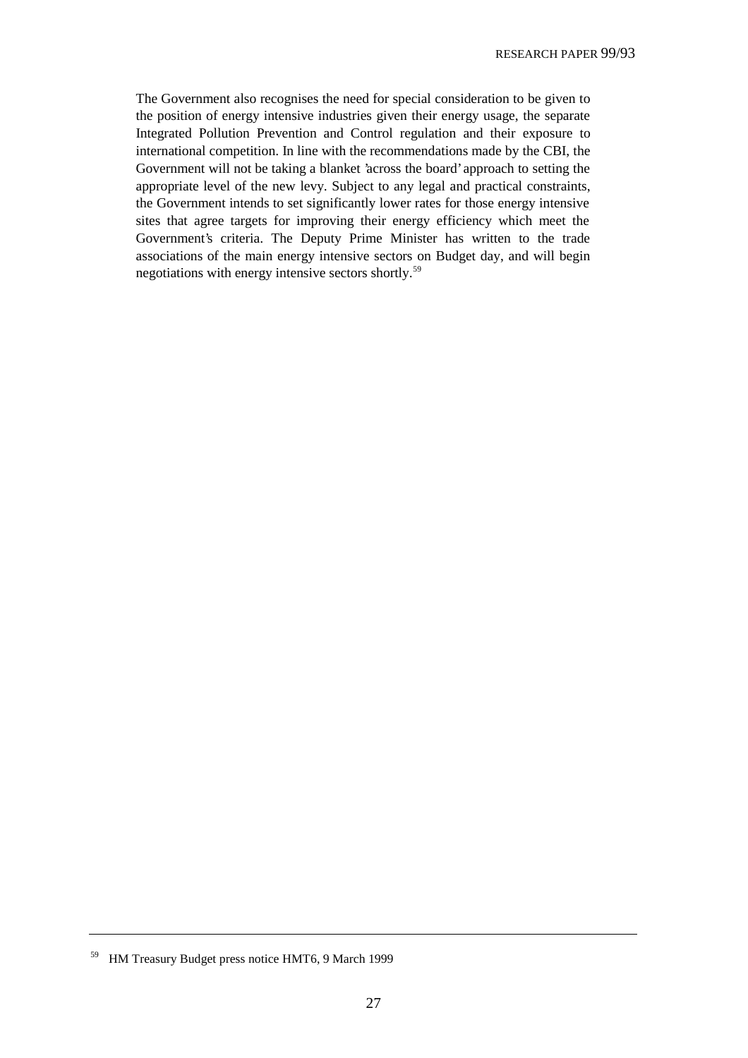> The Government also recognises the need for special consideration to be given to the position of energy intensive industries given their energy usage, the separate Integrated Pollution Prevention and Control regulation and their exposure to international competition. In line with the recommendations made by the CBI, the Government will not be taking a blanket 'across the board' approach to setting the appropriate level of the new levy. Subject to any legal and practical constraints, the Government intends to set significantly lower rates for those energy intensive sites that agree targets for improving their energy efficiency which meet the Government's criteria. The Deputy Prime Minister has written to the trade associations of the main energy intensive sectors on Budget day, and will begin negotiations with energy intensive sectors shortly.[59]

---

[59] HM Treasury Budget press notice HMT6, 9 March 1999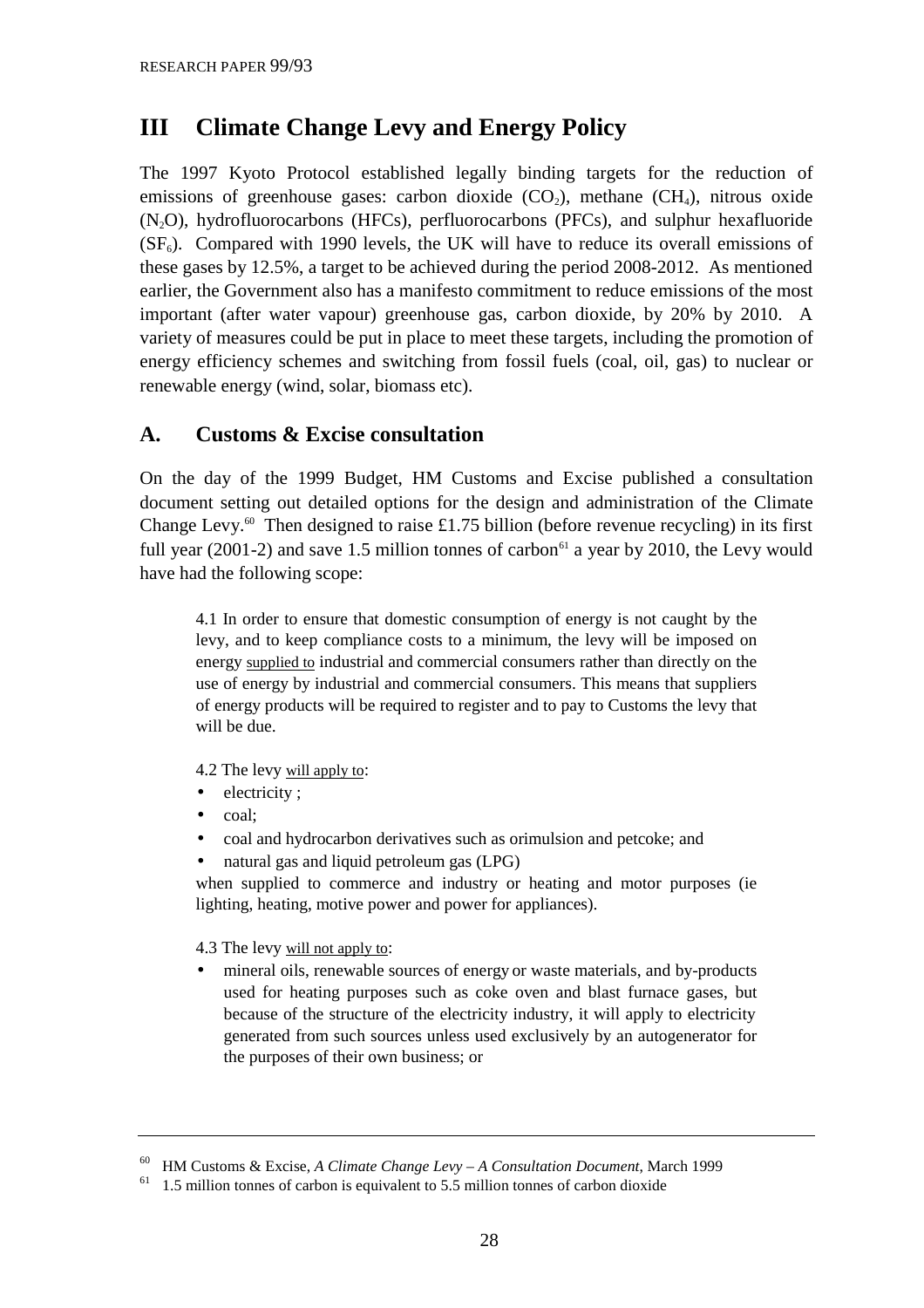# III Climate Change Levy and Energy Policy

The 1997 Kyoto Protocol established legally binding targets for the reduction of emissions of greenhouse gases: carbon dioxide ($CO_2$), methane ($CH_4$), nitrous oxide ($N_2O$), hydrofluorocarbons (HFCs), perfluorocarbons (PFCs), and sulphur hexafluoride ($SF_6$). Compared with 1990 levels, the UK will have to reduce its overall emissions of these gases by 12.5%, a target to be achieved during the period 2008-2012. As mentioned earlier, the Government also has a manifesto commitment to reduce emissions of the most important (after water vapour) greenhouse gas, carbon dioxide, by 20% by 2010. A variety of measures could be put in place to meet these targets, including the promotion of energy efficiency schemes and switching from fossil fuels (coal, oil, gas) to nuclear or renewable energy (wind, solar, biomass etc).

## A. Customs & Excise consultation

On the day of the 1999 Budget, HM Customs and Excise published a consultation document setting out detailed options for the design and administration of the Climate Change Levy.[60] Then designed to raise £1.75 billion (before revenue recycling) in its first full year (2001-2) and save 1.5 million tonnes of carbon[61] a year by 2010, the Levy would have had the following scope:

> 4.1 In order to ensure that domestic consumption of energy is not caught by the levy, and to keep compliance costs to a minimum, the levy will be imposed on energy <u>supplied to</u> industrial and commercial consumers rather than directly on the use of energy by industrial and commercial consumers. This means that suppliers of energy products will be required to register and to pay to Customs the levy that will be due.
>
> 4.2 The levy <u>will apply to</u>:
>
> - electricity ;
> - coal;
> - coal and hydrocarbon derivatives such as orimulsion and petcoke; and
> - natural gas and liquid petroleum gas (LPG)
>
> when supplied to commerce and industry or heating and motor purposes (ie lighting, heating, motive power and power for appliances).
>
> 4.3 The levy <u>will not apply to</u>:
>
> - mineral oils, renewable sources of energy or waste materials, and by-products used for heating purposes such as coke oven and blast furnace gases, but because of the structure of the electricity industry, it will apply to electricity generated from such sources unless used exclusively by an autogenerator for the purposes of their own business; or

---

[60] HM Customs & Excise, *A Climate Change Levy – A Consultation Document*, March 1999

[61] 1.5 million tonnes of carbon is equivalent to 5.5 million tonnes of carbon dioxide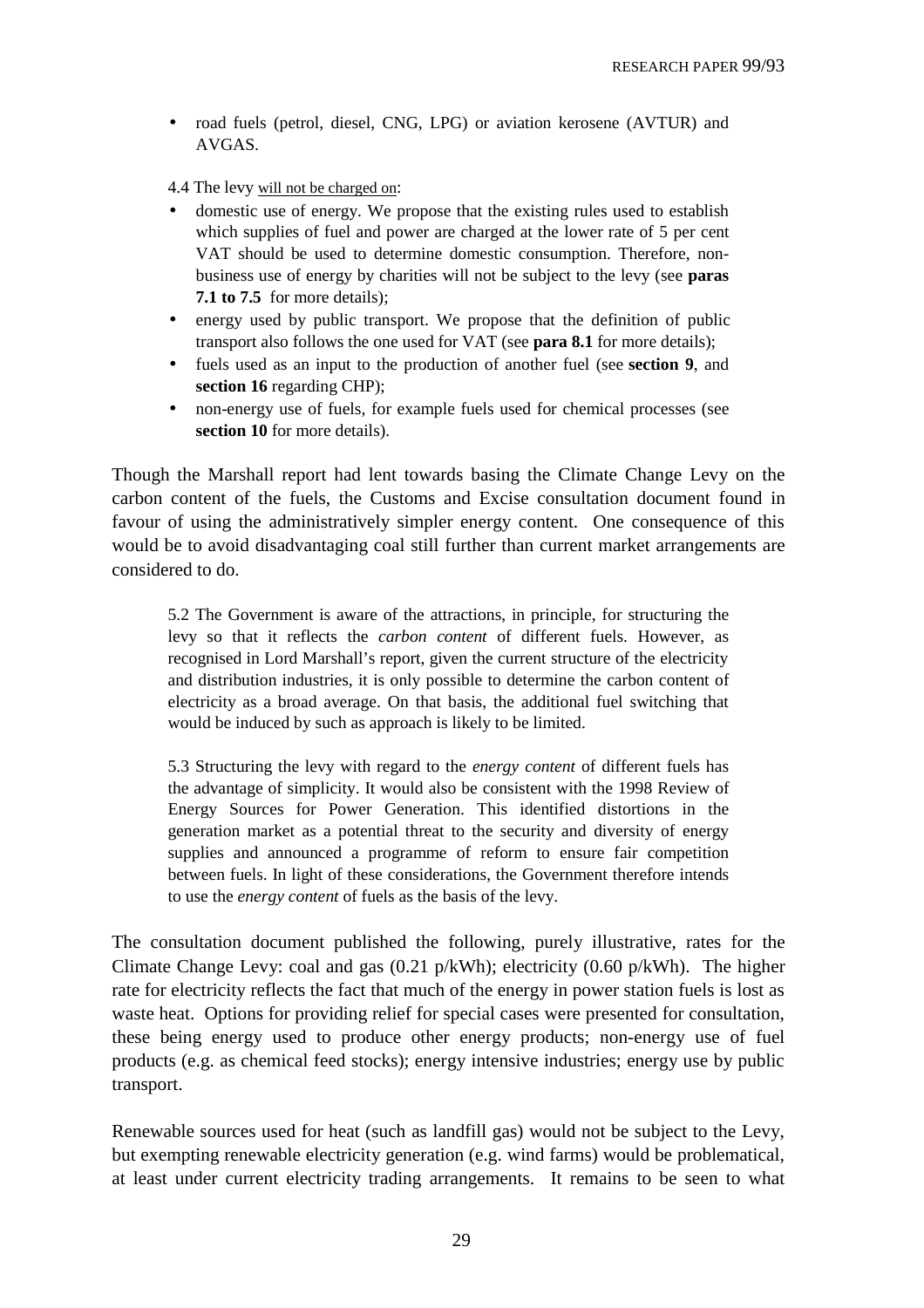- road fuels (petrol, diesel, CNG, LPG) or aviation kerosene (AVTUR) and AVGAS.

4.4 The levy will not be charged on:

- domestic use of energy. We propose that the existing rules used to establish which supplies of fuel and power are charged at the lower rate of 5 per cent VAT should be used to determine domestic consumption. Therefore, non-business use of energy by charities will not be subject to the levy (see **paras 7.1 to 7.5** for more details);
- energy used by public transport. We propose that the definition of public transport also follows the one used for VAT (see **para 8.1** for more details);
- fuels used as an input to the production of another fuel (see **section 9**, and **section 16** regarding CHP);
- non-energy use of fuels, for example fuels used for chemical processes (see **section 10** for more details).

Though the Marshall report had lent towards basing the Climate Change Levy on the carbon content of the fuels, the Customs and Excise consultation document found in favour of using the administratively simpler energy content. One consequence of this would be to avoid disadvantaging coal still further than current market arrangements are considered to do.

> 5.2 The Government is aware of the attractions, in principle, for structuring the levy so that it reflects the *carbon content* of different fuels. However, as recognised in Lord Marshall's report, given the current structure of the electricity and distribution industries, it is only possible to determine the carbon content of electricity as a broad average. On that basis, the additional fuel switching that would be induced by such as approach is likely to be limited.
>
> 5.3 Structuring the levy with regard to the *energy content* of different fuels has the advantage of simplicity. It would also be consistent with the 1998 Review of Energy Sources for Power Generation. This identified distortions in the generation market as a potential threat to the security and diversity of energy supplies and announced a programme of reform to ensure fair competition between fuels. In light of these considerations, the Government therefore intends to use the *energy content* of fuels as the basis of the levy.

The consultation document published the following, purely illustrative, rates for the Climate Change Levy: coal and gas (0.21 p/kWh); electricity (0.60 p/kWh). The higher rate for electricity reflects the fact that much of the energy in power station fuels is lost as waste heat. Options for providing relief for special cases were presented for consultation, these being energy used to produce other energy products; non-energy use of fuel products (e.g. as chemical feed stocks); energy intensive industries; energy use by public transport.

Renewable sources used for heat (such as landfill gas) would not be subject to the Levy, but exempting renewable electricity generation (e.g. wind farms) would be problematical, at least under current electricity trading arrangements. It remains to be seen to what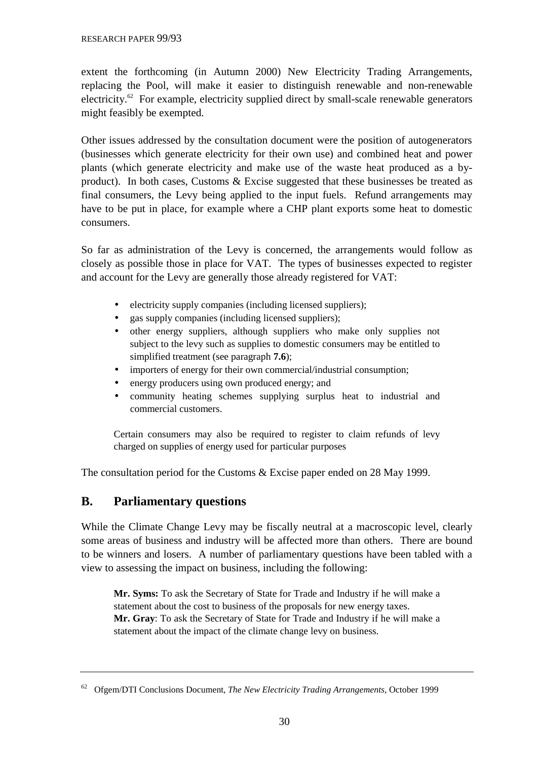extent the forthcoming (in Autumn 2000) New Electricity Trading Arrangements, replacing the Pool, will make it easier to distinguish renewable and non-renewable electricity.[62] For example, electricity supplied direct by small-scale renewable generators might feasibly be exempted.

Other issues addressed by the consultation document were the position of autogenerators (businesses which generate electricity for their own use) and combined heat and power plants (which generate electricity and make use of the waste heat produced as a by-product). In both cases, Customs & Excise suggested that these businesses be treated as final consumers, the Levy being applied to the input fuels. Refund arrangements may have to be put in place, for example where a CHP plant exports some heat to domestic consumers.

So far as administration of the Levy is concerned, the arrangements would follow as closely as possible those in place for VAT. The types of businesses expected to register and account for the Levy are generally those already registered for VAT:

> - electricity supply companies (including licensed suppliers);
> - gas supply companies (including licensed suppliers);
> - other energy suppliers, although suppliers who make only supplies not subject to the levy such as supplies to domestic consumers may be entitled to simplified treatment (see paragraph **7.6**);
> - importers of energy for their own commercial/industrial consumption;
> - energy producers using own produced energy; and
> - community heating schemes supplying surplus heat to industrial and commercial customers.
>
> Certain consumers may also be required to register to claim refunds of levy charged on supplies of energy used for particular purposes

The consultation period for the Customs & Excise paper ended on 28 May 1999.

## B. Parliamentary questions

While the Climate Change Levy may be fiscally neutral at a macroscopic level, clearly some areas of business and industry will be affected more than others. There are bound to be winners and losers. A number of parliamentary questions have been tabled with a view to assessing the impact on business, including the following:

> **Mr. Syms:** To ask the Secretary of State for Trade and Industry if he will make a statement about the cost to business of the proposals for new energy taxes.
> **Mr. Gray**: To ask the Secretary of State for Trade and Industry if he will make a statement about the impact of the climate change levy on business.

---

[62] Ofgem/DTI Conclusions Document, *The New Electricity Trading Arrangements*, October 1999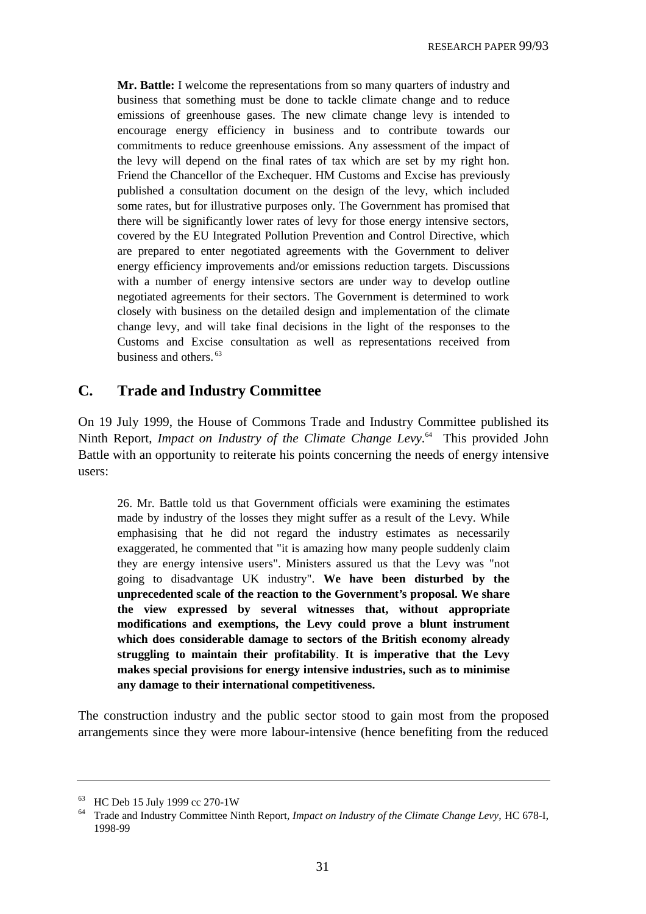> **Mr. Battle:** I welcome the representations from so many quarters of industry and business that something must be done to tackle climate change and to reduce emissions of greenhouse gases. The new climate change levy is intended to encourage energy efficiency in business and to contribute towards our commitments to reduce greenhouse emissions. Any assessment of the impact of the levy will depend on the final rates of tax which are set by my right hon. Friend the Chancellor of the Exchequer. HM Customs and Excise has previously published a consultation document on the design of the levy, which included some rates, but for illustrative purposes only. The Government has promised that there will be significantly lower rates of levy for those energy intensive sectors, covered by the EU Integrated Pollution Prevention and Control Directive, which are prepared to enter negotiated agreements with the Government to deliver energy efficiency improvements and/or emissions reduction targets. Discussions with a number of energy intensive sectors are under way to develop outline negotiated agreements for their sectors. The Government is determined to work closely with business on the detailed design and implementation of the climate change levy, and will take final decisions in the light of the responses to the Customs and Excise consultation as well as representations received from business and others.[63]

## C. Trade and Industry Committee

On 19 July 1999, the House of Commons Trade and Industry Committee published its Ninth Report, *Impact on Industry of the Climate Change Levy*.[64] This provided John Battle with an opportunity to reiterate his points concerning the needs of energy intensive users:

> 26. Mr. Battle told us that Government officials were examining the estimates made by industry of the losses they might suffer as a result of the Levy. While emphasising that he did not regard the industry estimates as necessarily exaggerated, he commented that "it is amazing how many people suddenly claim they are energy intensive users". Ministers assured us that the Levy was "not going to disadvantage UK industry". **We have been disturbed by the unprecedented scale of the reaction to the Government's proposal. We share the view expressed by several witnesses that, without appropriate modifications and exemptions, the Levy could prove a blunt instrument which does considerable damage to sectors of the British economy already struggling to maintain their profitability**. **It is imperative that the Levy makes special provisions for energy intensive industries, such as to minimise any damage to their international competitiveness.**

The construction industry and the public sector stood to gain most from the proposed arrangements since they were more labour-intensive (hence benefiting from the reduced

---

[63] HC Deb 15 July 1999 cc 270-1W

[64] Trade and Industry Committee Ninth Report, *Impact on Industry of the Climate Change Levy*, HC 678-I, 1998-99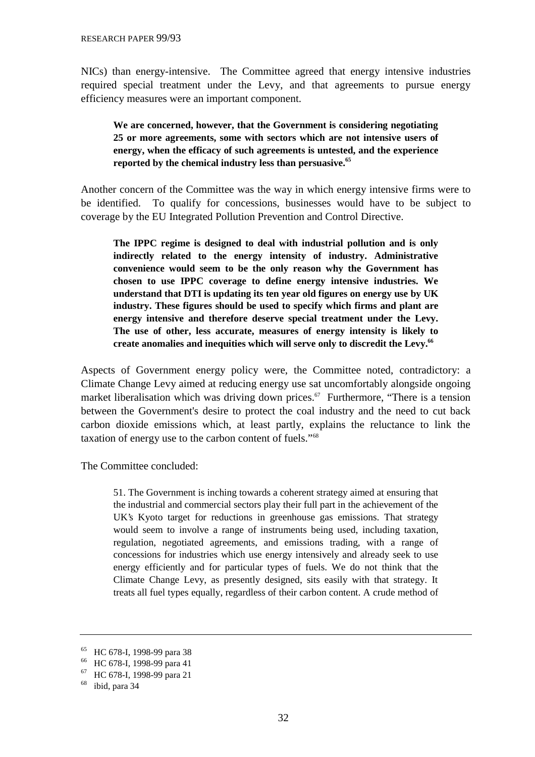NICs) than energy-intensive. The Committee agreed that energy intensive industries required special treatment under the Levy, and that agreements to pursue energy efficiency measures were an important component.

> **We are concerned, however, that the Government is considering negotiating 25 or more agreements, some with sectors which are not intensive users of energy, when the efficacy of such agreements is untested, and the experience reported by the chemical industry less than persuasive.**[65]

Another concern of the Committee was the way in which energy intensive firms were to be identified. To qualify for concessions, businesses would have to be subject to coverage by the EU Integrated Pollution Prevention and Control Directive.

> **The IPPC regime is designed to deal with industrial pollution and is only indirectly related to the energy intensity of industry. Administrative convenience would seem to be the only reason why the Government has chosen to use IPPC coverage to define energy intensive industries. We understand that DTI is updating its ten year old figures on energy use by UK industry. These figures should be used to specify which firms and plant are energy intensive and therefore deserve special treatment under the Levy. The use of other, less accurate, measures of energy intensity is likely to create anomalies and inequities which will serve only to discredit the Levy.**[66]

Aspects of Government energy policy were, the Committee noted, contradictory: a Climate Change Levy aimed at reducing energy use sat uncomfortably alongside ongoing market liberalisation which was driving down prices.[67] Furthermore, "There is a tension between the Government's desire to protect the coal industry and the need to cut back carbon dioxide emissions which, at least partly, explains the reluctance to link the taxation of energy use to the carbon content of fuels."[68]

The Committee concluded:

> 51. The Government is inching towards a coherent strategy aimed at ensuring that the industrial and commercial sectors play their full part in the achievement of the UK's Kyoto target for reductions in greenhouse gas emissions. That strategy would seem to involve a range of instruments being used, including taxation, regulation, negotiated agreements, and emissions trading, with a range of concessions for industries which use energy intensively and already seek to use energy efficiently and for particular types of fuels. We do not think that the Climate Change Levy, as presently designed, sits easily with that strategy. It treats all fuel types equally, regardless of their carbon content. A crude method of

---

[65] HC 678-I, 1998-99 para 38

[66] HC 678-I, 1998-99 para 41

[67] HC 678-I, 1998-99 para 21

[68] ibid, para 34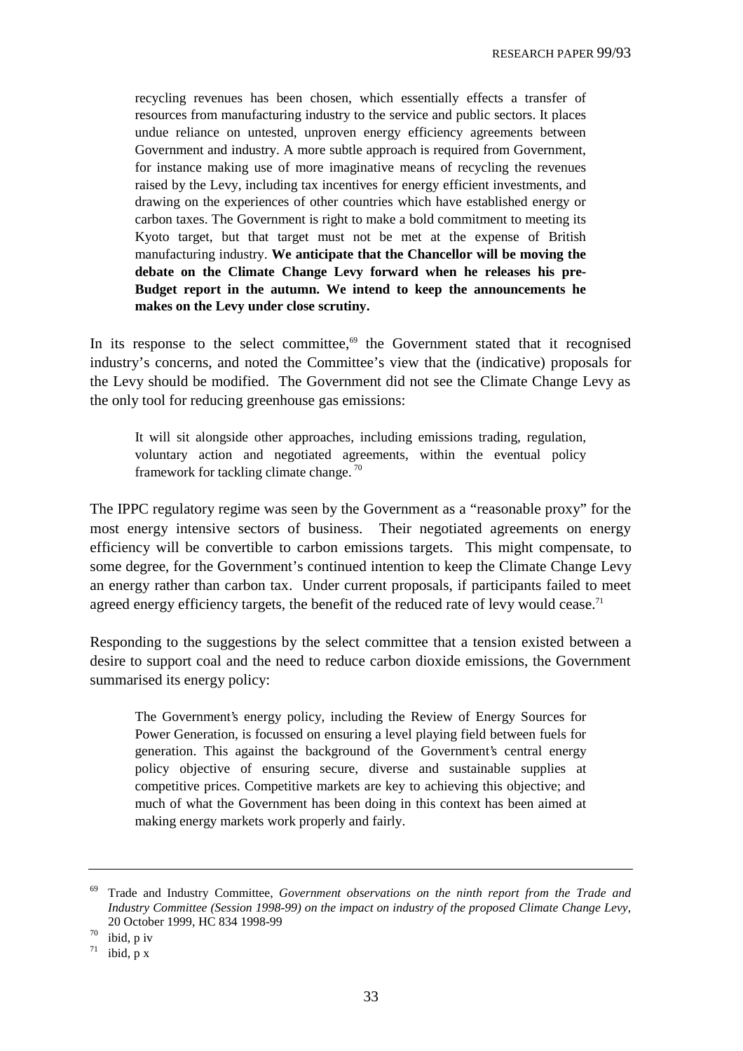> recycling revenues has been chosen, which essentially effects a transfer of resources from manufacturing industry to the service and public sectors. It places undue reliance on untested, unproven energy efficiency agreements between Government and industry. A more subtle approach is required from Government, for instance making use of more imaginative means of recycling the revenues raised by the Levy, including tax incentives for energy efficient investments, and drawing on the experiences of other countries which have established energy or carbon taxes. The Government is right to make a bold commitment to meeting its Kyoto target, but that target must not be met at the expense of British manufacturing industry. **We anticipate that the Chancellor will be moving the debate on the Climate Change Levy forward when he releases his pre-Budget report in the autumn. We intend to keep the announcements he makes on the Levy under close scrutiny.**

In its response to the select committee,[69] the Government stated that it recognised industry's concerns, and noted the Committee's view that the (indicative) proposals for the Levy should be modified. The Government did not see the Climate Change Levy as the only tool for reducing greenhouse gas emissions:

> It will sit alongside other approaches, including emissions trading, regulation, voluntary action and negotiated agreements, within the eventual policy framework for tackling climate change.[70]

The IPPC regulatory regime was seen by the Government as a "reasonable proxy" for the most energy intensive sectors of business. Their negotiated agreements on energy efficiency will be convertible to carbon emissions targets. This might compensate, to some degree, for the Government's continued intention to keep the Climate Change Levy an energy rather than carbon tax. Under current proposals, if participants failed to meet agreed energy efficiency targets, the benefit of the reduced rate of levy would cease.[71]

Responding to the suggestions by the select committee that a tension existed between a desire to support coal and the need to reduce carbon dioxide emissions, the Government summarised its energy policy:

> The Government's energy policy, including the Review of Energy Sources for Power Generation, is focussed on ensuring a level playing field between fuels for generation. This against the background of the Government's central energy policy objective of ensuring secure, diverse and sustainable supplies at competitive prices. Competitive markets are key to achieving this objective; and much of what the Government has been doing in this context has been aimed at making energy markets work properly and fairly.

---

[69] Trade and Industry Committee, *Government observations on the ninth report from the Trade and Industry Committee (Session 1998-99) on the impact on industry of the proposed Climate Change Levy*, 20 October 1999, HC 834 1998-99

[70] ibid, p iv

[71] ibid, p x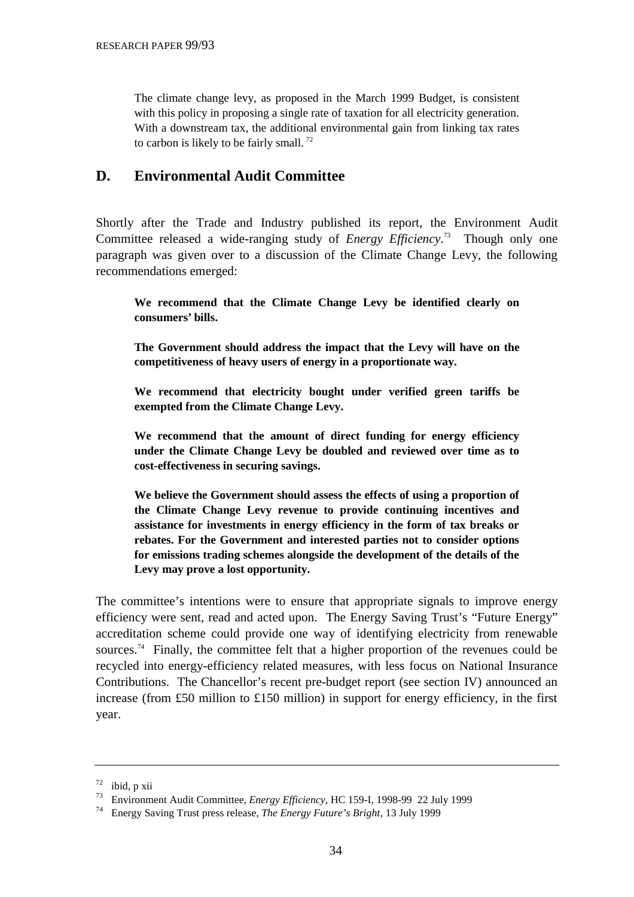> The climate change levy, as proposed in the March 1999 Budget, is consistent with this policy in proposing a single rate of taxation for all electricity generation. With a downstream tax, the additional environmental gain from linking tax rates to carbon is likely to be fairly small. [72]

## D. Environmental Audit Committee

Shortly after the Trade and Industry published its report, the Environment Audit Committee released a wide-ranging study of *Energy Efficiency*.[73] Though only one paragraph was given over to a discussion of the Climate Change Levy, the following recommendations emerged:

> **We recommend that the Climate Change Levy be identified clearly on consumers' bills.**
>
> **The Government should address the impact that the Levy will have on the competitiveness of heavy users of energy in a proportionate way.**
>
> **We recommend that electricity bought under verified green tariffs be exempted from the Climate Change Levy.**
>
> **We recommend that the amount of direct funding for energy efficiency under the Climate Change Levy be doubled and reviewed over time as to cost-effectiveness in securing savings.**
>
> **We believe the Government should assess the effects of using a proportion of the Climate Change Levy revenue to provide continuing incentives and assistance for investments in energy efficiency in the form of tax breaks or rebates. For the Government and interested parties not to consider options for emissions trading schemes alongside the development of the details of the Levy may prove a lost opportunity.**

The committee's intentions were to ensure that appropriate signals to improve energy efficiency were sent, read and acted upon. The Energy Saving Trust's "Future Energy" accreditation scheme could provide one way of identifying electricity from renewable sources.[74] Finally, the committee felt that a higher proportion of the revenues could be recycled into energy-efficiency related measures, with less focus on National Insurance Contributions. The Chancellor's recent pre-budget report (see section IV) announced an increase (from £50 million to £150 million) in support for energy efficiency, in the first year.

---

[72] ibid, p xii

[73] Environment Audit Committee, *Energy Efficiency*, HC 159-I, 1998-99 22 July 1999

[74] Energy Saving Trust press release, *The Energy Future's Bright*, 13 July 1999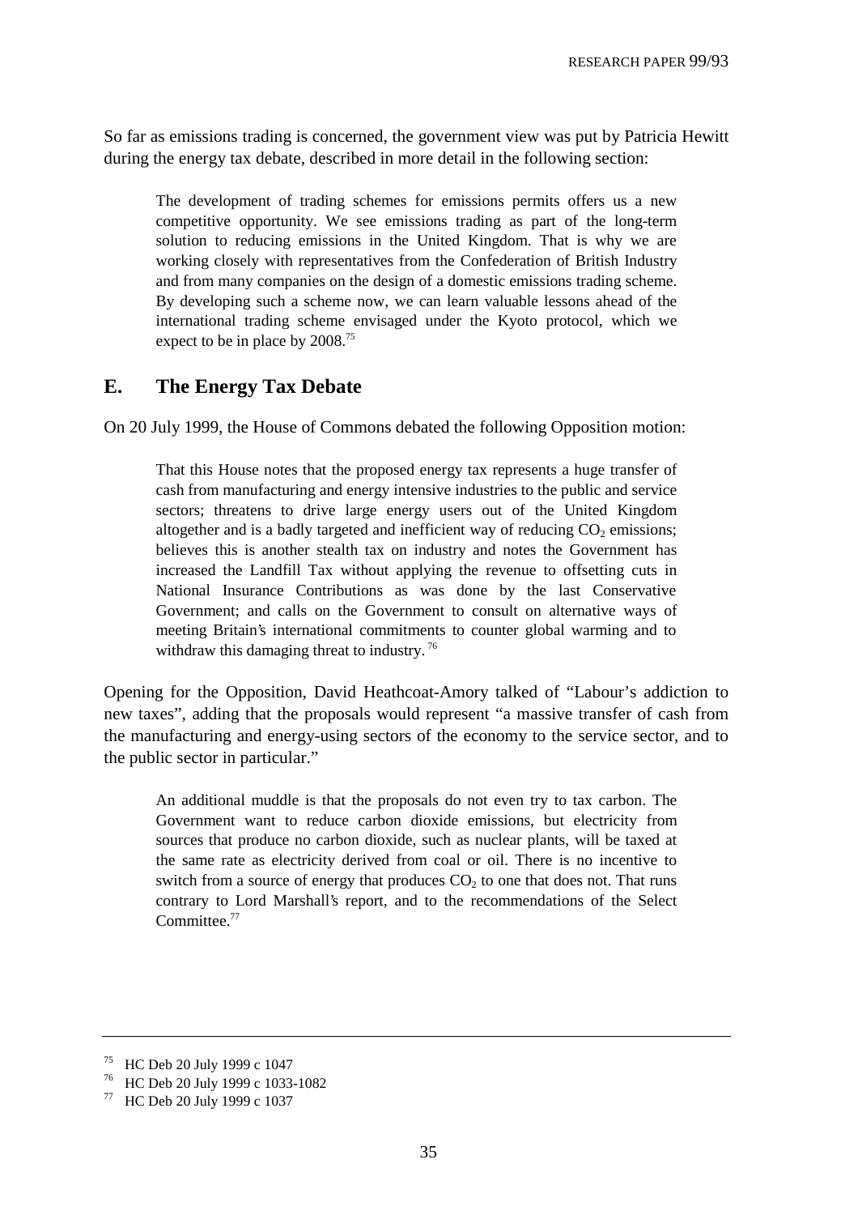So far as emissions trading is concerned, the government view was put by Patricia Hewitt during the energy tax debate, described in more detail in the following section:

> The development of trading schemes for emissions permits offers us a new competitive opportunity. We see emissions trading as part of the long-term solution to reducing emissions in the United Kingdom. That is why we are working closely with representatives from the Confederation of British Industry and from many companies on the design of a domestic emissions trading scheme. By developing such a scheme now, we can learn valuable lessons ahead of the international trading scheme envisaged under the Kyoto protocol, which we expect to be in place by 2008.[75]

## E. The Energy Tax Debate

On 20 July 1999, the House of Commons debated the following Opposition motion:

> That this House notes that the proposed energy tax represents a huge transfer of cash from manufacturing and energy intensive industries to the public and service sectors; threatens to drive large energy users out of the United Kingdom altogether and is a badly targeted and inefficient way of reducing $CO_2$ emissions; believes this is another stealth tax on industry and notes the Government has increased the Landfill Tax without applying the revenue to offsetting cuts in National Insurance Contributions as was done by the last Conservative Government; and calls on the Government to consult on alternative ways of meeting Britain's international commitments to counter global warming and to withdraw this damaging threat to industry.[76]

Opening for the Opposition, David Heathcoat-Amory talked of "Labour's addiction to new taxes", adding that the proposals would represent "a massive transfer of cash from the manufacturing and energy-using sectors of the economy to the service sector, and to the public sector in particular."

> An additional muddle is that the proposals do not even try to tax carbon. The Government want to reduce carbon dioxide emissions, but electricity from sources that produce no carbon dioxide, such as nuclear plants, will be taxed at the same rate as electricity derived from coal or oil. There is no incentive to switch from a source of energy that produces $CO_2$ to one that does not. That runs contrary to Lord Marshall's report, and to the recommendations of the Select Committee.[77]

---

[75] HC Deb 20 July 1999 c 1047
[76] HC Deb 20 July 1999 c 1033-1082
[77] HC Deb 20 July 1999 c 1037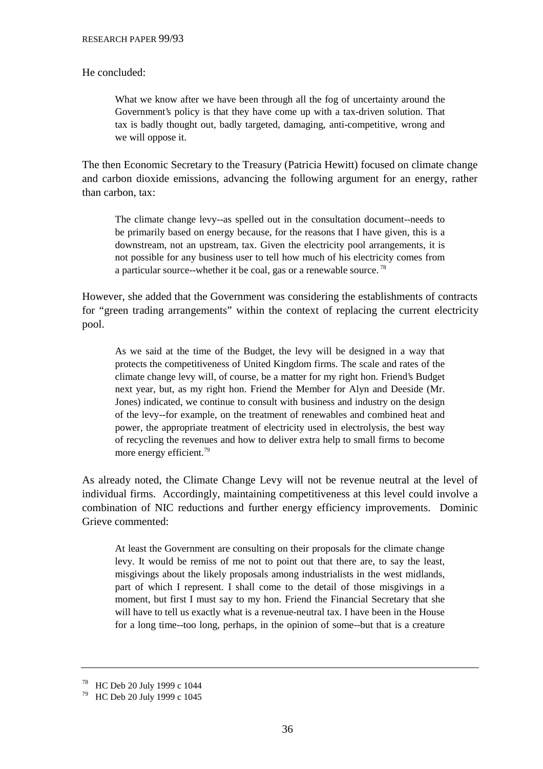He concluded:

> What we know after we have been through all the fog of uncertainty around the Government's policy is that they have come up with a tax-driven solution. That tax is badly thought out, badly targeted, damaging, anti-competitive, wrong and we will oppose it.

The then Economic Secretary to the Treasury (Patricia Hewitt) focused on climate change and carbon dioxide emissions, advancing the following argument for an energy, rather than carbon, tax:

> The climate change levy--as spelled out in the consultation document--needs to be primarily based on energy because, for the reasons that I have given, this is a downstream, not an upstream, tax. Given the electricity pool arrangements, it is not possible for any business user to tell how much of his electricity comes from a particular source--whether it be coal, gas or a renewable source. [78]

However, she added that the Government was considering the establishments of contracts for "green trading arrangements" within the context of replacing the current electricity pool.

> As we said at the time of the Budget, the levy will be designed in a way that protects the competitiveness of United Kingdom firms. The scale and rates of the climate change levy will, of course, be a matter for my right hon. Friend's Budget next year, but, as my right hon. Friend the Member for Alyn and Deeside (Mr. Jones) indicated, we continue to consult with business and industry on the design of the levy--for example, on the treatment of renewables and combined heat and power, the appropriate treatment of electricity used in electrolysis, the best way of recycling the revenues and how to deliver extra help to small firms to become more energy efficient.[79]

As already noted, the Climate Change Levy will not be revenue neutral at the level of individual firms. Accordingly, maintaining competitiveness at this level could involve a combination of NIC reductions and further energy efficiency improvements. Dominic Grieve commented:

> At least the Government are consulting on their proposals for the climate change levy. It would be remiss of me not to point out that there are, to say the least, misgivings about the likely proposals among industrialists in the west midlands, part of which I represent. I shall come to the detail of those misgivings in a moment, but first I must say to my hon. Friend the Financial Secretary that she will have to tell us exactly what is a revenue-neutral tax. I have been in the House for a long time--too long, perhaps, in the opinion of some--but that is a creature

---

[78] HC Deb 20 July 1999 c 1044

[79] HC Deb 20 July 1999 c 1045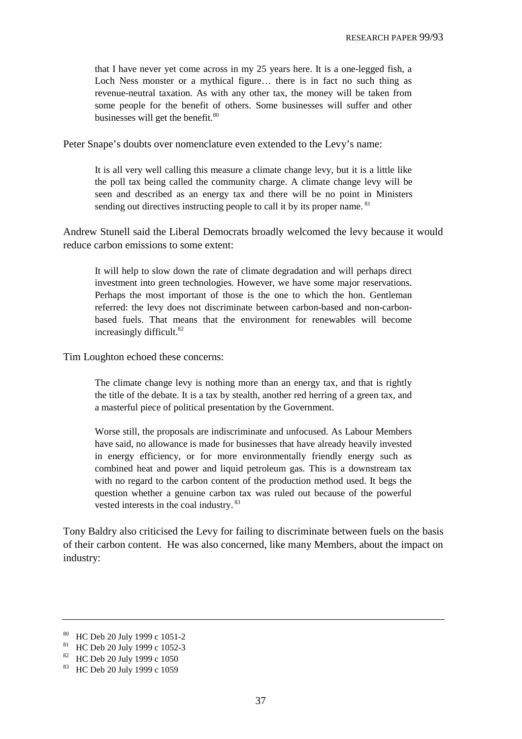> that I have never yet come across in my 25 years here. It is a one-legged fish, a Loch Ness monster or a mythical figure… there is in fact no such thing as revenue-neutral taxation. As with any other tax, the money will be taken from some people for the benefit of others. Some businesses will suffer and other businesses will get the benefit.[80]

Peter Snape's doubts over nomenclature even extended to the Levy's name:

> It is all very well calling this measure a climate change levy, but it is a little like the poll tax being called the community charge. A climate change levy will be seen and described as an energy tax and there will be no point in Ministers sending out directives instructing people to call it by its proper name.[81]

Andrew Stunell said the Liberal Democrats broadly welcomed the levy because it would reduce carbon emissions to some extent:

> It will help to slow down the rate of climate degradation and will perhaps direct investment into green technologies. However, we have some major reservations. Perhaps the most important of those is the one to which the hon. Gentleman referred: the levy does not discriminate between carbon-based and non-carbon-based fuels. That means that the environment for renewables will become increasingly difficult.[82]

Tim Loughton echoed these concerns:

> The climate change levy is nothing more than an energy tax, and that is rightly the title of the debate. It is a tax by stealth, another red herring of a green tax, and a masterful piece of political presentation by the Government.
>
> Worse still, the proposals are indiscriminate and unfocused. As Labour Members have said, no allowance is made for businesses that have already heavily invested in energy efficiency, or for more environmentally friendly energy such as combined heat and power and liquid petroleum gas. This is a downstream tax with no regard to the carbon content of the production method used. It begs the question whether a genuine carbon tax was ruled out because of the powerful vested interests in the coal industry.[83]

Tony Baldry also criticised the Levy for failing to discriminate between fuels on the basis of their carbon content. He was also concerned, like many Members, about the impact on industry:

---

[80] HC Deb 20 July 1999 c 1051-2

[81] HC Deb 20 July 1999 c 1052-3

[82] HC Deb 20 July 1999 c 1050

[83] HC Deb 20 July 1999 c 1059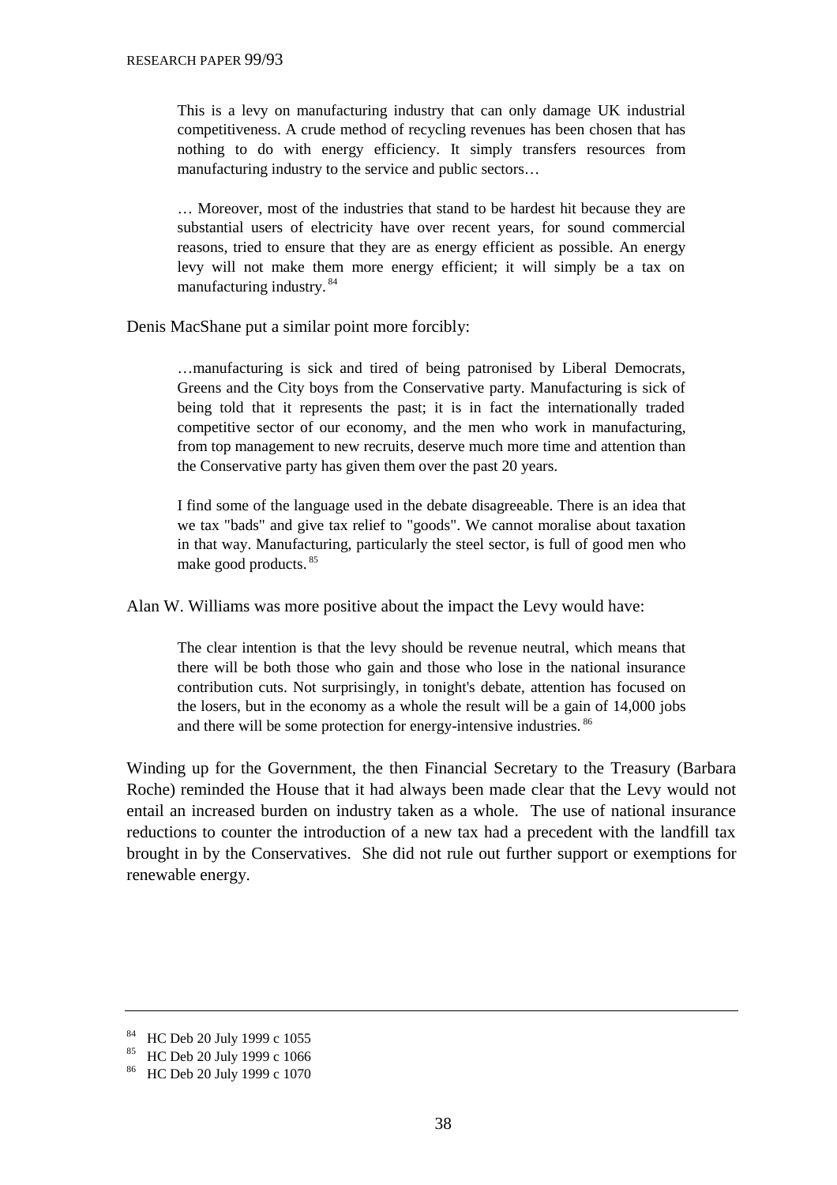> This is a levy on manufacturing industry that can only damage UK industrial competitiveness. A crude method of recycling revenues has been chosen that has nothing to do with energy efficiency. It simply transfers resources from manufacturing industry to the service and public sectors…
>
> … Moreover, most of the industries that stand to be hardest hit because they are substantial users of electricity have over recent years, for sound commercial reasons, tried to ensure that they are as energy efficient as possible. An energy levy will not make them more energy efficient; it will simply be a tax on manufacturing industry. [84]

Denis MacShane put a similar point more forcibly:

> …manufacturing is sick and tired of being patronised by Liberal Democrats, Greens and the City boys from the Conservative party. Manufacturing is sick of being told that it represents the past; it is in fact the internationally traded competitive sector of our economy, and the men who work in manufacturing, from top management to new recruits, deserve much more time and attention than the Conservative party has given them over the past 20 years.
>
> I find some of the language used in the debate disagreeable. There is an idea that we tax "bads" and give tax relief to "goods". We cannot moralise about taxation in that way. Manufacturing, particularly the steel sector, is full of good men who make good products. [85]

Alan W. Williams was more positive about the impact the Levy would have:

> The clear intention is that the levy should be revenue neutral, which means that there will be both those who gain and those who lose in the national insurance contribution cuts. Not surprisingly, in tonight's debate, attention has focused on the losers, but in the economy as a whole the result will be a gain of 14,000 jobs and there will be some protection for energy-intensive industries. [86]

Winding up for the Government, the then Financial Secretary to the Treasury (Barbara Roche) reminded the House that it had always been made clear that the Levy would not entail an increased burden on industry taken as a whole. The use of national insurance reductions to counter the introduction of a new tax had a precedent with the landfill tax brought in by the Conservatives. She did not rule out further support or exemptions for renewable energy.

---

[84] HC Deb 20 July 1999 c 1055

[85] HC Deb 20 July 1999 c 1066

[86] HC Deb 20 July 1999 c 1070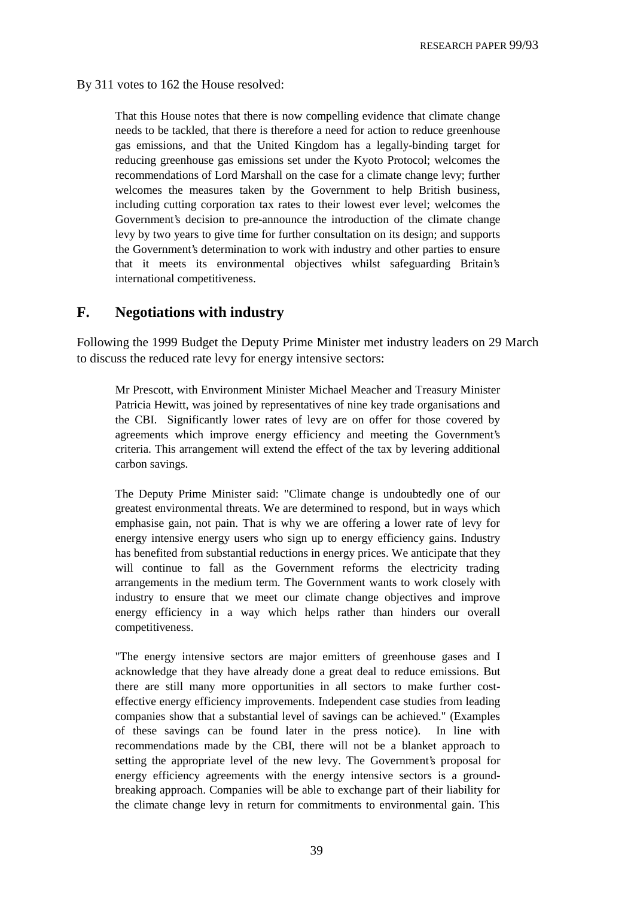By 311 votes to 162 the House resolved:

> That this House notes that there is now compelling evidence that climate change needs to be tackled, that there is therefore a need for action to reduce greenhouse gas emissions, and that the United Kingdom has a legally-binding target for reducing greenhouse gas emissions set under the Kyoto Protocol; welcomes the recommendations of Lord Marshall on the case for a climate change levy; further welcomes the measures taken by the Government to help British business, including cutting corporation tax rates to their lowest ever level; welcomes the Government's decision to pre-announce the introduction of the climate change levy by two years to give time for further consultation on its design; and supports the Government's determination to work with industry and other parties to ensure that it meets its environmental objectives whilst safeguarding Britain's international competitiveness.

## F. Negotiations with industry

Following the 1999 Budget the Deputy Prime Minister met industry leaders on 29 March to discuss the reduced rate levy for energy intensive sectors:

> Mr Prescott, with Environment Minister Michael Meacher and Treasury Minister Patricia Hewitt, was joined by representatives of nine key trade organisations and the CBI. Significantly lower rates of levy are on offer for those covered by agreements which improve energy efficiency and meeting the Government's criteria. This arrangement will extend the effect of the tax by levering additional carbon savings.
>
> The Deputy Prime Minister said: "Climate change is undoubtedly one of our greatest environmental threats. We are determined to respond, but in ways which emphasise gain, not pain. That is why we are offering a lower rate of levy for energy intensive energy users who sign up to energy efficiency gains. Industry has benefited from substantial reductions in energy prices. We anticipate that they will continue to fall as the Government reforms the electricity trading arrangements in the medium term. The Government wants to work closely with industry to ensure that we meet our climate change objectives and improve energy efficiency in a way which helps rather than hinders our overall competitiveness.
>
> "The energy intensive sectors are major emitters of greenhouse gases and I acknowledge that they have already done a great deal to reduce emissions. But there are still many more opportunities in all sectors to make further cost-effective energy efficiency improvements. Independent case studies from leading companies show that a substantial level of savings can be achieved." (Examples of these savings can be found later in the press notice). In line with recommendations made by the CBI, there will not be a blanket approach to setting the appropriate level of the new levy. The Government's proposal for energy efficiency agreements with the energy intensive sectors is a ground-breaking approach. Companies will be able to exchange part of their liability for the climate change levy in return for commitments to environmental gain. This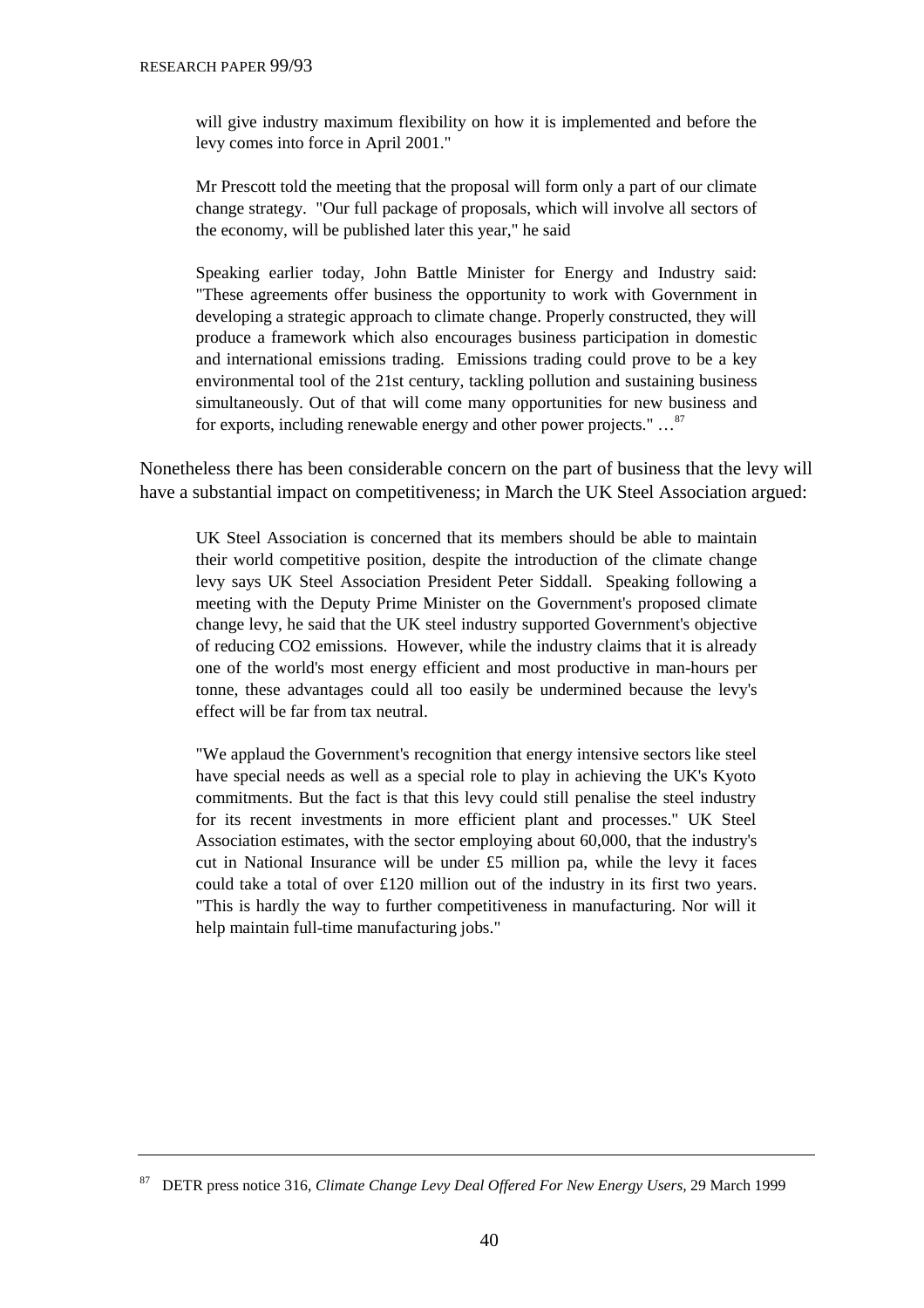> will give industry maximum flexibility on how it is implemented and before the levy comes into force in April 2001."
>
> Mr Prescott told the meeting that the proposal will form only a part of our climate change strategy. "Our full package of proposals, which will involve all sectors of the economy, will be published later this year," he said
>
> Speaking earlier today, John Battle Minister for Energy and Industry said: "These agreements offer business the opportunity to work with Government in developing a strategic approach to climate change. Properly constructed, they will produce a framework which also encourages business participation in domestic and international emissions trading. Emissions trading could prove to be a key environmental tool of the 21st century, tackling pollution and sustaining business simultaneously. Out of that will come many opportunities for new business and for exports, including renewable energy and other power projects." …[87]

Nonetheless there has been considerable concern on the part of business that the levy will have a substantial impact on competitiveness; in March the UK Steel Association argued:

> UK Steel Association is concerned that its members should be able to maintain their world competitive position, despite the introduction of the climate change levy says UK Steel Association President Peter Siddall. Speaking following a meeting with the Deputy Prime Minister on the Government's proposed climate change levy, he said that the UK steel industry supported Government's objective of reducing CO2 emissions. However, while the industry claims that it is already one of the world's most energy efficient and most productive in man-hours per tonne, these advantages could all too easily be undermined because the levy's effect will be far from tax neutral.
>
> "We applaud the Government's recognition that energy intensive sectors like steel have special needs as well as a special role to play in achieving the UK's Kyoto commitments. But the fact is that this levy could still penalise the steel industry for its recent investments in more efficient plant and processes." UK Steel Association estimates, with the sector employing about 60,000, that the industry's cut in National Insurance will be under £5 million pa, while the levy it faces could take a total of over £120 million out of the industry in its first two years. "This is hardly the way to further competitiveness in manufacturing. Nor will it help maintain full-time manufacturing jobs."

---

[87] DETR press notice 316, *Climate Change Levy Deal Offered For New Energy Users*, 29 March 1999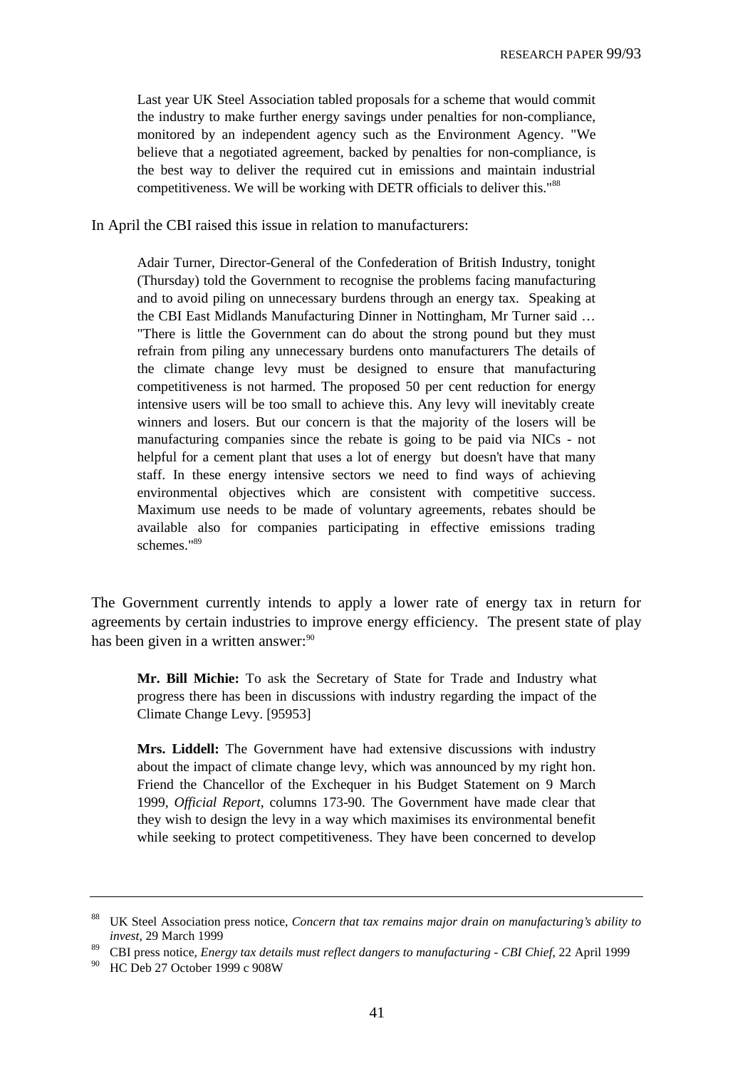> Last year UK Steel Association tabled proposals for a scheme that would commit the industry to make further energy savings under penalties for non-compliance, monitored by an independent agency such as the Environment Agency. "We believe that a negotiated agreement, backed by penalties for non-compliance, is the best way to deliver the required cut in emissions and maintain industrial competitiveness. We will be working with DETR officials to deliver this."[88]

In April the CBI raised this issue in relation to manufacturers:

> Adair Turner, Director-General of the Confederation of British Industry, tonight (Thursday) told the Government to recognise the problems facing manufacturing and to avoid piling on unnecessary burdens through an energy tax. Speaking at the CBI East Midlands Manufacturing Dinner in Nottingham, Mr Turner said … "There is little the Government can do about the strong pound but they must refrain from piling any unnecessary burdens onto manufacturers The details of the climate change levy must be designed to ensure that manufacturing competitiveness is not harmed. The proposed 50 per cent reduction for energy intensive users will be too small to achieve this. Any levy will inevitably create winners and losers. But our concern is that the majority of the losers will be manufacturing companies since the rebate is going to be paid via NICs - not helpful for a cement plant that uses a lot of energy but doesn't have that many staff. In these energy intensive sectors we need to find ways of achieving environmental objectives which are consistent with competitive success. Maximum use needs to be made of voluntary agreements, rebates should be available also for companies participating in effective emissions trading schemes."[89]

The Government currently intends to apply a lower rate of energy tax in return for agreements by certain industries to improve energy efficiency. The present state of play has been given in a written answer:[90]

> **Mr. Bill Michie:** To ask the Secretary of State for Trade and Industry what progress there has been in discussions with industry regarding the impact of the Climate Change Levy. [95953]
>
> **Mrs. Liddell:** The Government have had extensive discussions with industry about the impact of climate change levy, which was announced by my right hon. Friend the Chancellor of the Exchequer in his Budget Statement on 9 March 1999, *Official Report*, columns 173-90. The Government have made clear that they wish to design the levy in a way which maximises its environmental benefit while seeking to protect competitiveness. They have been concerned to develop

---

[88] UK Steel Association press notice, *Concern that tax remains major drain on manufacturing's ability to invest*, 29 March 1999

[89] CBI press notice, *Energy tax details must reflect dangers to manufacturing - CBI Chief*, 22 April 1999

[90] HC Deb 27 October 1999 c 908W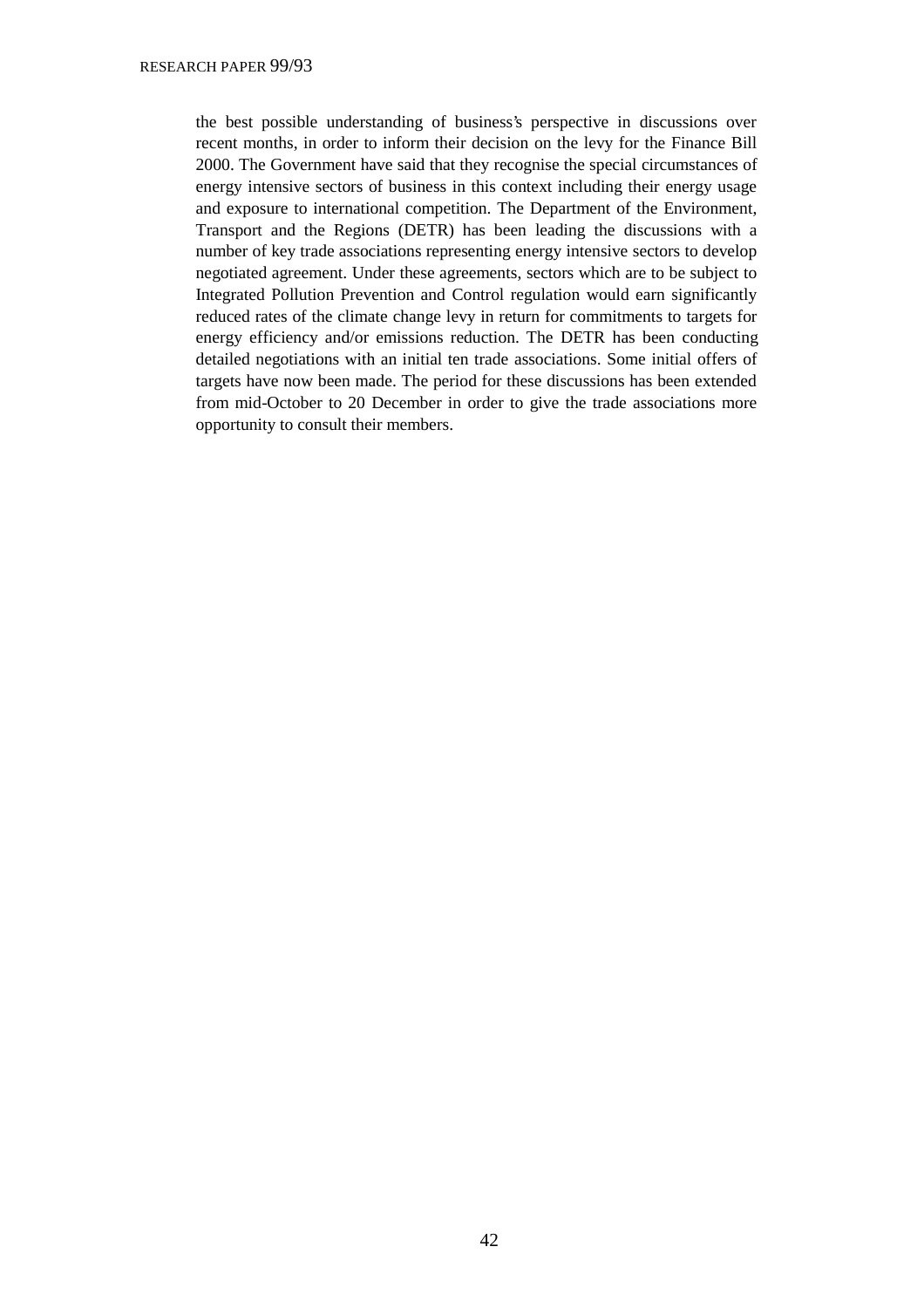the best possible understanding of business's perspective in discussions over recent months, in order to inform their decision on the levy for the Finance Bill 2000. The Government have said that they recognise the special circumstances of energy intensive sectors of business in this context including their energy usage and exposure to international competition. The Department of the Environment, Transport and the Regions (DETR) has been leading the discussions with a number of key trade associations representing energy intensive sectors to develop negotiated agreement. Under these agreements, sectors which are to be subject to Integrated Pollution Prevention and Control regulation would earn significantly reduced rates of the climate change levy in return for commitments to targets for energy efficiency and/or emissions reduction. The DETR has been conducting detailed negotiations with an initial ten trade associations. Some initial offers of targets have now been made. The period for these discussions has been extended from mid-October to 20 December in order to give the trade associations more opportunity to consult their members.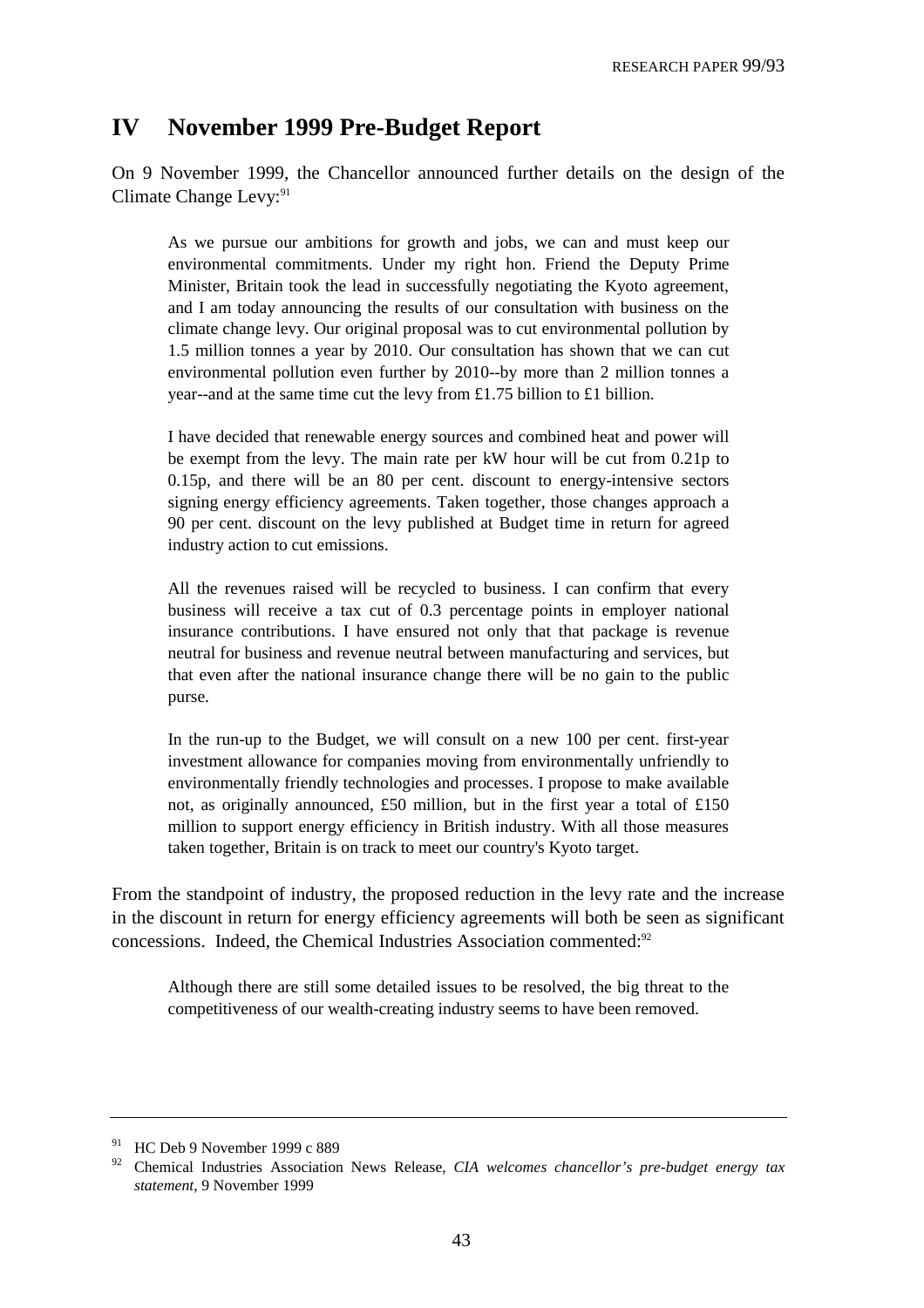# IV November 1999 Pre-Budget Report

On 9 November 1999, the Chancellor announced further details on the design of the Climate Change Levy:[91]

> As we pursue our ambitions for growth and jobs, we can and must keep our environmental commitments. Under my right hon. Friend the Deputy Prime Minister, Britain took the lead in successfully negotiating the Kyoto agreement, and I am today announcing the results of our consultation with business on the climate change levy. Our original proposal was to cut environmental pollution by 1.5 million tonnes a year by 2010. Our consultation has shown that we can cut environmental pollution even further by 2010--by more than 2 million tonnes a year--and at the same time cut the levy from £1.75 billion to £1 billion.
>
> I have decided that renewable energy sources and combined heat and power will be exempt from the levy. The main rate per kW hour will be cut from 0.21p to 0.15p, and there will be an 80 per cent. discount to energy-intensive sectors signing energy efficiency agreements. Taken together, those changes approach a 90 per cent. discount on the levy published at Budget time in return for agreed industry action to cut emissions.
>
> All the revenues raised will be recycled to business. I can confirm that every business will receive a tax cut of 0.3 percentage points in employer national insurance contributions. I have ensured not only that that package is revenue neutral for business and revenue neutral between manufacturing and services, but that even after the national insurance change there will be no gain to the public purse.
>
> In the run-up to the Budget, we will consult on a new 100 per cent. first-year investment allowance for companies moving from environmentally unfriendly to environmentally friendly technologies and processes. I propose to make available not, as originally announced, £50 million, but in the first year a total of £150 million to support energy efficiency in British industry. With all those measures taken together, Britain is on track to meet our country's Kyoto target.

From the standpoint of industry, the proposed reduction in the levy rate and the increase in the discount in return for energy efficiency agreements will both be seen as significant concessions. Indeed, the Chemical Industries Association commented:[92]

> Although there are still some detailed issues to be resolved, the big threat to the competitiveness of our wealth-creating industry seems to have been removed.

---

[91] HC Deb 9 November 1999 c 889

[92] Chemical Industries Association News Release, *CIA welcomes chancellor's pre-budget energy tax statement*, 9 November 1999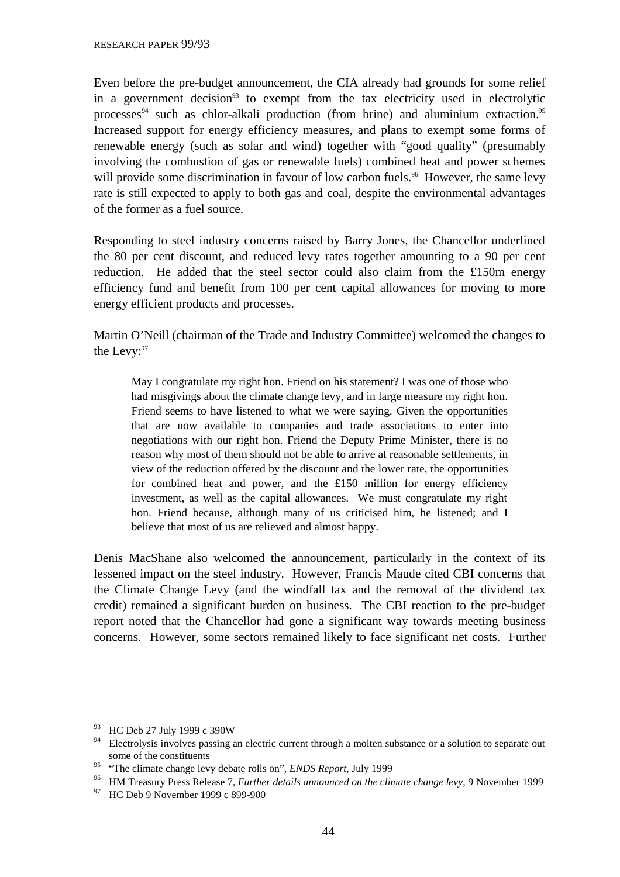Even before the pre-budget announcement, the CIA already had grounds for some relief in a government decision[93] to exempt from the tax electricity used in electrolytic processes[94] such as chlor-alkali production (from brine) and aluminium extraction.[95] Increased support for energy efficiency measures, and plans to exempt some forms of renewable energy (such as solar and wind) together with "good quality" (presumably involving the combustion of gas or renewable fuels) combined heat and power schemes will provide some discrimination in favour of low carbon fuels.[96] However, the same levy rate is still expected to apply to both gas and coal, despite the environmental advantages of the former as a fuel source.

Responding to steel industry concerns raised by Barry Jones, the Chancellor underlined the 80 per cent discount, and reduced levy rates together amounting to a 90 per cent reduction. He added that the steel sector could also claim from the £150m energy efficiency fund and benefit from 100 per cent capital allowances for moving to more energy efficient products and processes.

Martin O'Neill (chairman of the Trade and Industry Committee) welcomed the changes to the Levy:[97]

> May I congratulate my right hon. Friend on his statement? I was one of those who had misgivings about the climate change levy, and in large measure my right hon. Friend seems to have listened to what we were saying. Given the opportunities that are now available to companies and trade associations to enter into negotiations with our right hon. Friend the Deputy Prime Minister, there is no reason why most of them should not be able to arrive at reasonable settlements, in view of the reduction offered by the discount and the lower rate, the opportunities for combined heat and power, and the £150 million for energy efficiency investment, as well as the capital allowances. We must congratulate my right hon. Friend because, although many of us criticised him, he listened; and I believe that most of us are relieved and almost happy.

Denis MacShane also welcomed the announcement, particularly in the context of its lessened impact on the steel industry. However, Francis Maude cited CBI concerns that the Climate Change Levy (and the windfall tax and the removal of the dividend tax credit) remained a significant burden on business. The CBI reaction to the pre-budget report noted that the Chancellor had gone a significant way towards meeting business concerns. However, some sectors remained likely to face significant net costs. Further

---

[93] HC Deb 27 July 1999 c 390W

[94] Electrolysis involves passing an electric current through a molten substance or a solution to separate out some of the constituents

[95] "The climate change levy debate rolls on", *ENDS Report*, July 1999

[96] HM Treasury Press Release 7, *Further details announced on the climate change levy*, 9 November 1999

[97] HC Deb 9 November 1999 c 899-900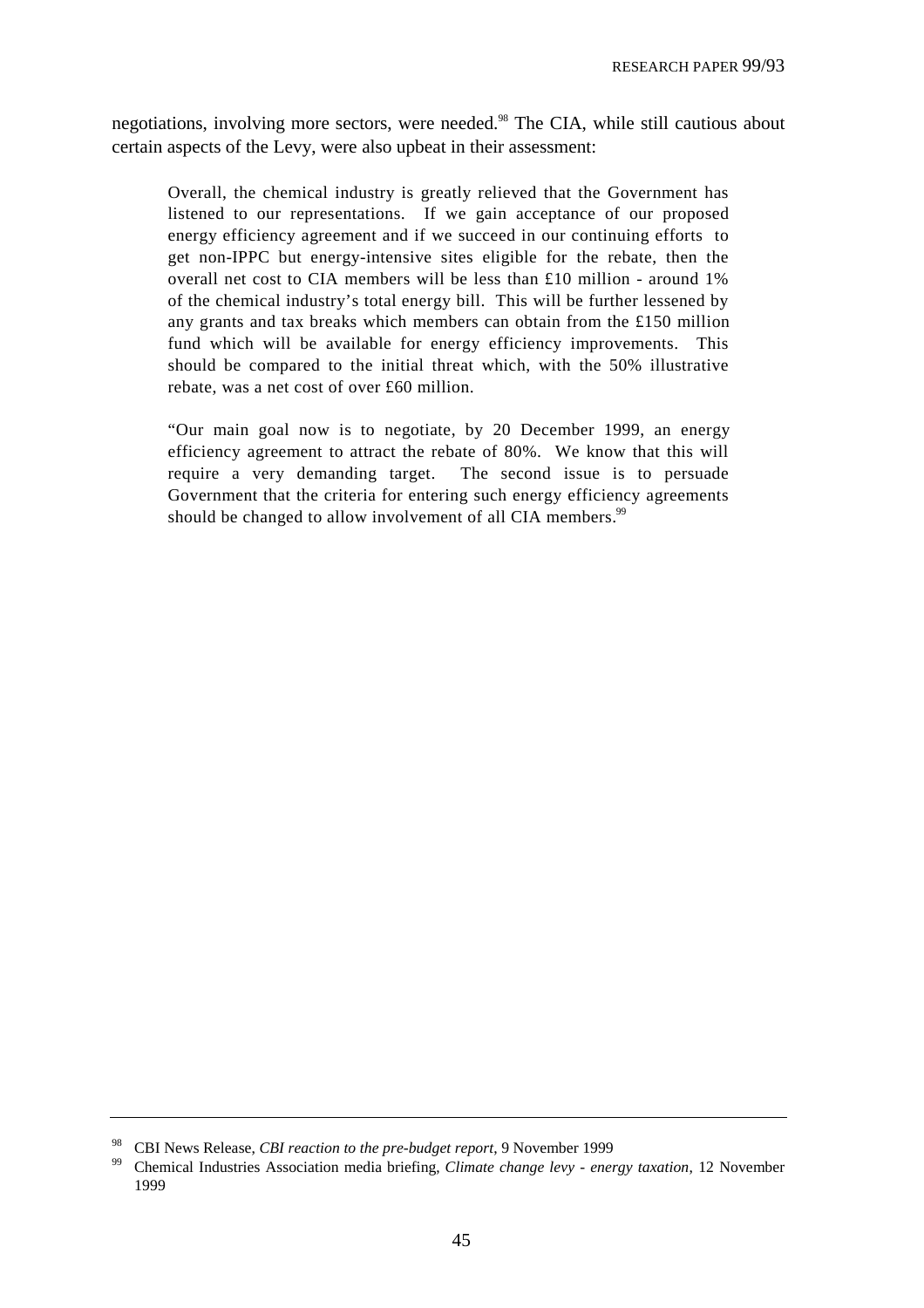negotiations, involving more sectors, were needed.[98] The CIA, while still cautious about certain aspects of the Levy, were also upbeat in their assessment:

> Overall, the chemical industry is greatly relieved that the Government has listened to our representations. If we gain acceptance of our proposed energy efficiency agreement and if we succeed in our continuing efforts to get non-IPPC but energy-intensive sites eligible for the rebate, then the overall net cost to CIA members will be less than £10 million - around 1% of the chemical industry's total energy bill. This will be further lessened by any grants and tax breaks which members can obtain from the £150 million fund which will be available for energy efficiency improvements. This should be compared to the initial threat which, with the 50% illustrative rebate, was a net cost of over £60 million.
>
> "Our main goal now is to negotiate, by 20 December 1999, an energy efficiency agreement to attract the rebate of 80%. We know that this will require a very demanding target. The second issue is to persuade Government that the criteria for entering such energy efficiency agreements should be changed to allow involvement of all CIA members.[99]

---

[98] CBI News Release, *CBI reaction to the pre-budget report*, 9 November 1999

[99] Chemical Industries Association media briefing, *Climate change levy - energy taxation*, 12 November 1999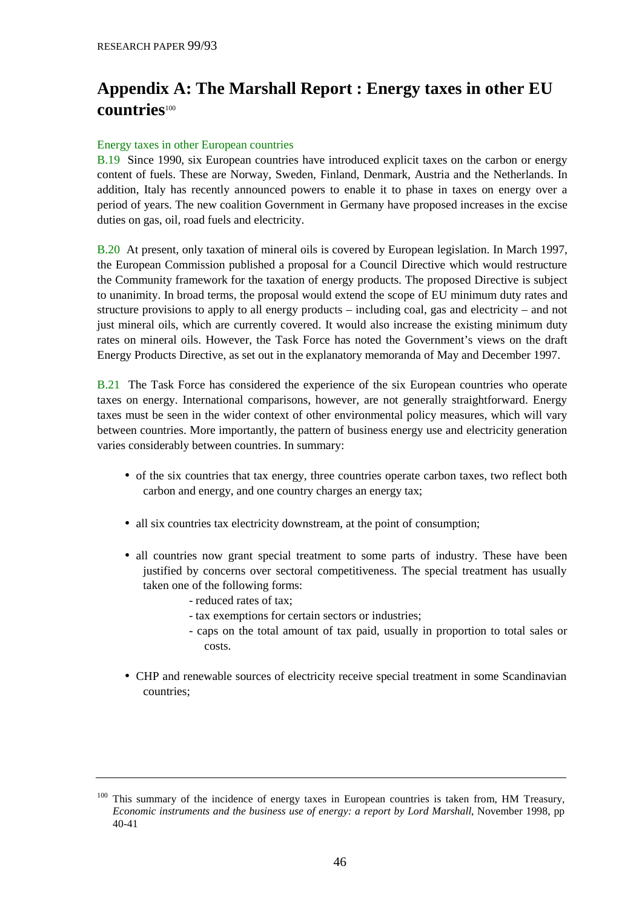# Appendix A: The Marshall Report : Energy taxes in other EU countries[100]

Energy taxes in other European countries

B.19 Since 1990, six European countries have introduced explicit taxes on the carbon or energy content of fuels. These are Norway, Sweden, Finland, Denmark, Austria and the Netherlands. In addition, Italy has recently announced powers to enable it to phase in taxes on energy over a period of years. The new coalition Government in Germany have proposed increases in the excise duties on gas, oil, road fuels and electricity.

B.20 At present, only taxation of mineral oils is covered by European legislation. In March 1997, the European Commission published a proposal for a Council Directive which would restructure the Community framework for the taxation of energy products. The proposed Directive is subject to unanimity. In broad terms, the proposal would extend the scope of EU minimum duty rates and structure provisions to apply to all energy products – including coal, gas and electricity – and not just mineral oils, which are currently covered. It would also increase the existing minimum duty rates on mineral oils. However, the Task Force has noted the Government's views on the draft Energy Products Directive, as set out in the explanatory memoranda of May and December 1997.

B.21 The Task Force has considered the experience of the six European countries who operate taxes on energy. International comparisons, however, are not generally straightforward. Energy taxes must be seen in the wider context of other environmental policy measures, which will vary between countries. More importantly, the pattern of business energy use and electricity generation varies considerably between countries. In summary:

- of the six countries that tax energy, three countries operate carbon taxes, two reflect both carbon and energy, and one country charges an energy tax;
- all six countries tax electricity downstream, at the point of consumption;
- all countries now grant special treatment to some parts of industry. These have been justified by concerns over sectoral competitiveness. The special treatment has usually taken one of the following forms:
    - reduced rates of tax;
    - tax exemptions for certain sectors or industries;
    - caps on the total amount of tax paid, usually in proportion to total sales or costs.
- CHP and renewable sources of electricity receive special treatment in some Scandinavian countries;

---

[100] This summary of the incidence of energy taxes in European countries is taken from, HM Treasury, *Economic instruments and the business use of energy: a report by Lord Marshall*, November 1998, pp 40-41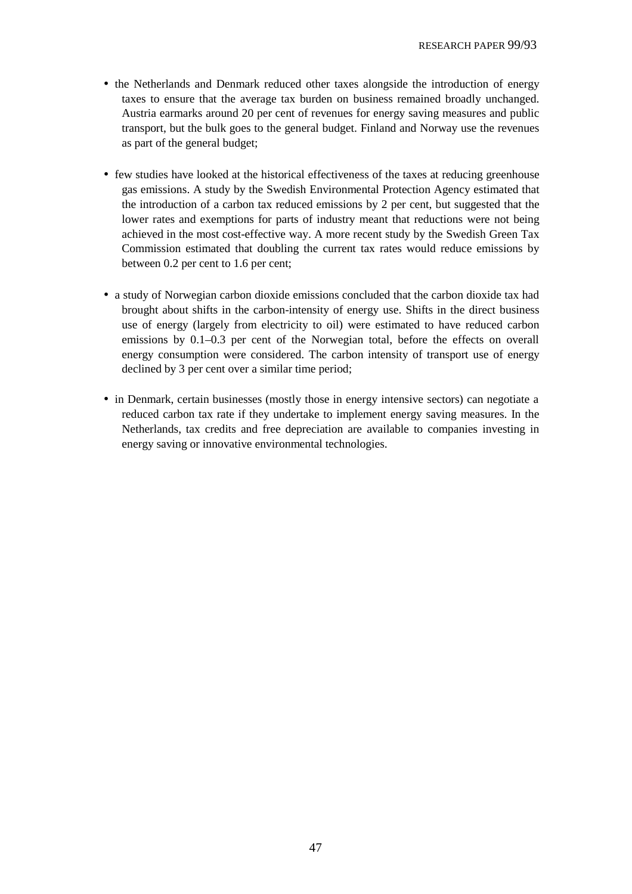- the Netherlands and Denmark reduced other taxes alongside the introduction of energy taxes to ensure that the average tax burden on business remained broadly unchanged. Austria earmarks around 20 per cent of revenues for energy saving measures and public transport, but the bulk goes to the general budget. Finland and Norway use the revenues as part of the general budget;

- few studies have looked at the historical effectiveness of the taxes at reducing greenhouse gas emissions. A study by the Swedish Environmental Protection Agency estimated that the introduction of a carbon tax reduced emissions by 2 per cent, but suggested that the lower rates and exemptions for parts of industry meant that reductions were not being achieved in the most cost-effective way. A more recent study by the Swedish Green Tax Commission estimated that doubling the current tax rates would reduce emissions by between 0.2 per cent to 1.6 per cent;

- a study of Norwegian carbon dioxide emissions concluded that the carbon dioxide tax had brought about shifts in the carbon-intensity of energy use. Shifts in the direct business use of energy (largely from electricity to oil) were estimated to have reduced carbon emissions by 0.1–0.3 per cent of the Norwegian total, before the effects on overall energy consumption were considered. The carbon intensity of transport use of energy declined by 3 per cent over a similar time period;

- in Denmark, certain businesses (mostly those in energy intensive sectors) can negotiate a reduced carbon tax rate if they undertake to implement energy saving measures. In the Netherlands, tax credits and free depreciation are available to companies investing in energy saving or innovative environmental technologies.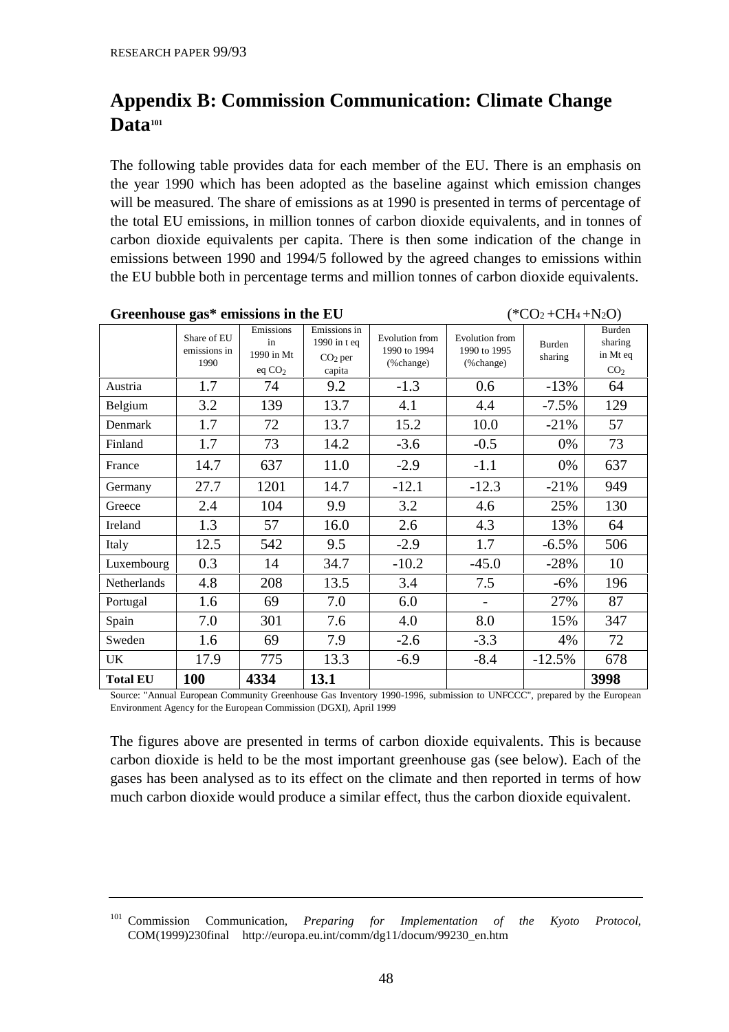# Appendix B: Commission Communication: Climate Change Data[101]

The following table provides data for each member of the EU. There is an emphasis on the year 1990 which has been adopted as the baseline against which emission changes will be measured. The share of emissions as at 1990 is presented in terms of percentage of the total EU emissions, in million tonnes of carbon dioxide equivalents, and in tonnes of carbon dioxide equivalents per capita. There is then some indication of the change in emissions between 1990 and 1994/5 followed by the agreed changes to emissions within the EU bubble both in percentage terms and million tonnes of carbon dioxide equivalents.

**Greenhouse gas* emissions in the EU** (* $CO_2 + CH_4 + N_2O$)

| | Share of EU emissions in 1990 | Emissions in 1990 in Mt eq $CO_2$ | Emissions in 1990 in t eq $CO_2$ per capita | Evolution from 1990 to 1994 (%change) | Evolution from 1990 to 1995 (%change) | Burden sharing | Burden sharing in Mt eq $CO_2$ |
|---|---|---|---|---|---|---|---|
| Austria | 1.7 | 74 | 9.2 | -1.3 | 0.6 | -13% | 64 |
| Belgium | 3.2 | 139 | 13.7 | 4.1 | 4.4 | -7.5% | 129 |
| Denmark | 1.7 | 72 | 13.7 | 15.2 | 10.0 | -21% | 57 |
| Finland | 1.7 | 73 | 14.2 | -3.6 | -0.5 | 0% | 73 |
| France | 14.7 | 637 | 11.0 | -2.9 | -1.1 | 0% | 637 |
| Germany | 27.7 | 1201 | 14.7 | -12.1 | -12.3 | -21% | 949 |
| Greece | 2.4 | 104 | 9.9 | 3.2 | 4.6 | 25% | 130 |
| Ireland | 1.3 | 57 | 16.0 | 2.6 | 4.3 | 13% | 64 |
| Italy | 12.5 | 542 | 9.5 | -2.9 | 1.7 | -6.5% | 506 |
| Luxembourg | 0.3 | 14 | 34.7 | -10.2 | -45.0 | -28% | 10 |
| Netherlands | 4.8 | 208 | 13.5 | 3.4 | 7.5 | -6% | 196 |
| Portugal | 1.6 | 69 | 7.0 | 6.0 | - | 27% | 87 |
| Spain | 7.0 | 301 | 7.6 | 4.0 | 8.0 | 15% | 347 |
| Sweden | 1.6 | 69 | 7.9 | -2.6 | -3.3 | 4% | 72 |
| UK | 17.9 | 775 | 13.3 | -6.9 | -8.4 | -12.5% | 678 |
| **Total EU** | **100** | **4334** | **13.1** | | | | **3998** |

Source: "Annual European Community Greenhouse Gas Inventory 1990-1996, submission to UNFCCC", prepared by the European Environment Agency for the European Commission (DGXI), April 1999

The figures above are presented in terms of carbon dioxide equivalents. This is because carbon dioxide is held to be the most important greenhouse gas (see below). Each of the gases has been analysed as to its effect on the climate and then reported in terms of how much carbon dioxide would produce a similar effect, thus the carbon dioxide equivalent.

---

[101] Commission Communication, *Preparing for Implementation of the Kyoto Protocol*, COM(1999)230final http://europa.eu.int/comm/dg11/docum/99230_en.htm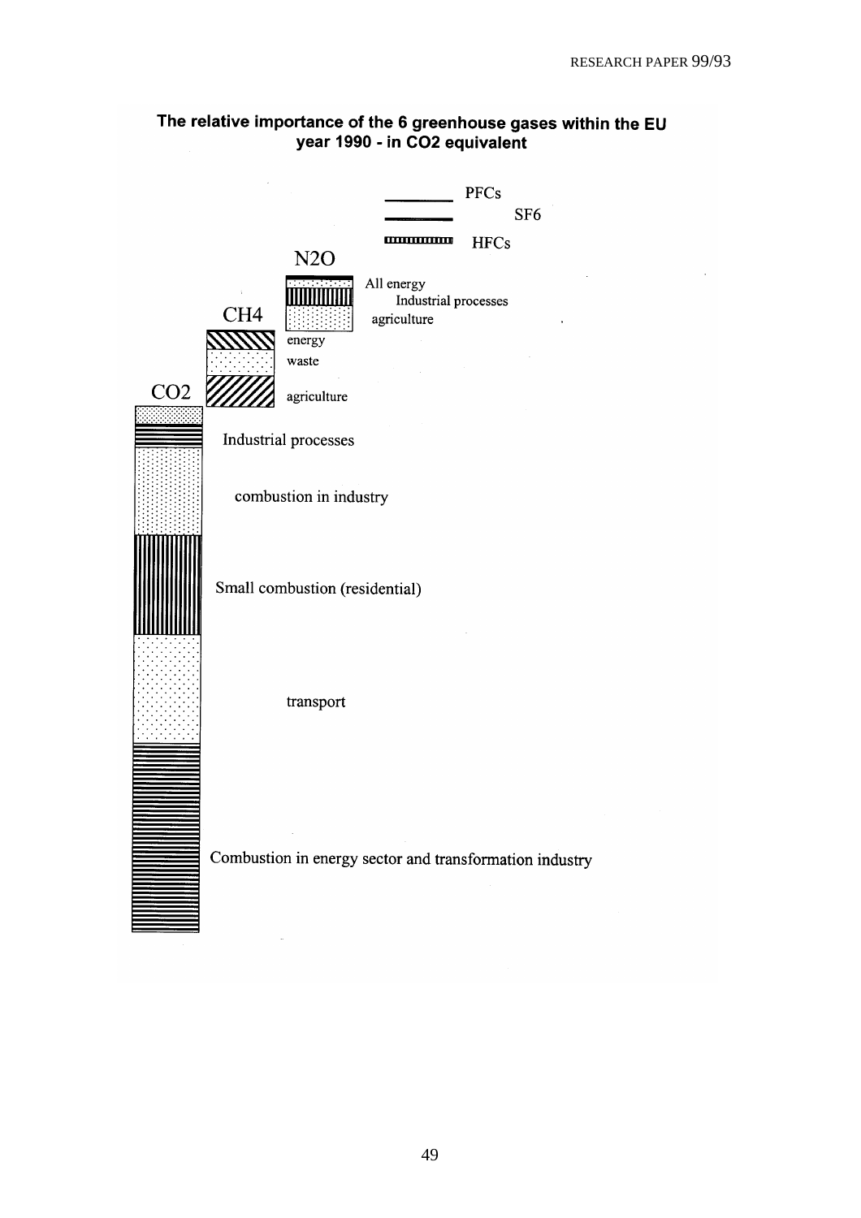**The relative importance of the 6 greenhouse gases within the EU year 1990 - in CO2 equivalent**

PFCs

SF6

HFCs

N2O

All energy

Industrial processes

agriculture

CH4

energy

waste

agriculture

CO2

Industrial processes

combustion in industry

Small combustion (residential)

transport

Combustion in energy sector and transformation industry